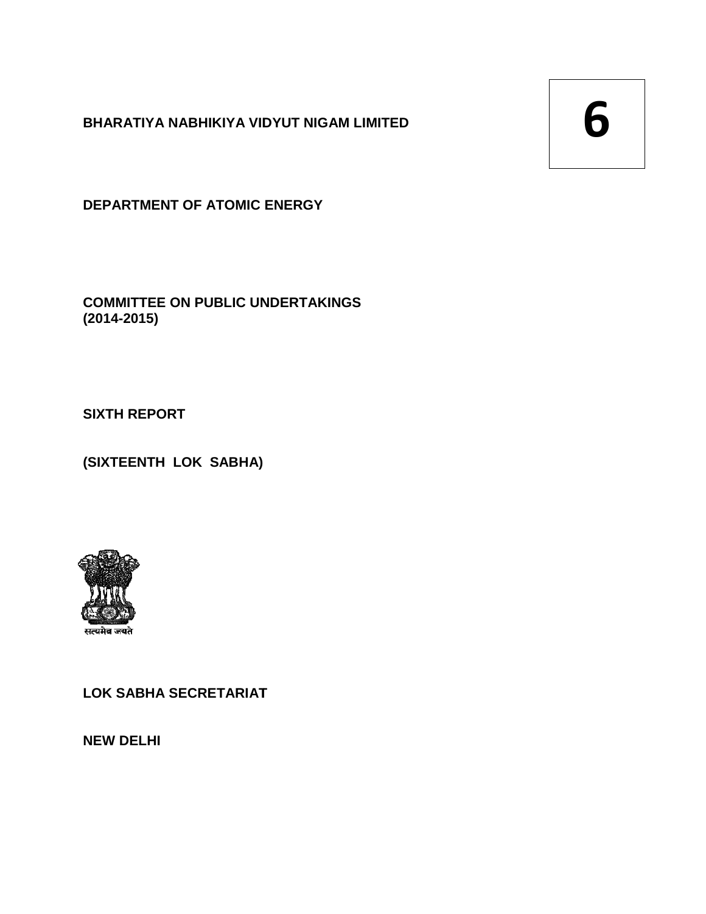# BHARATIYA NABHIKIYA VIDYUT NIGAM LIMITED

**6**

**DEPARTMENT OF ATOMIC ENERGY**

**COMMITTEE ON PUBLIC UNDERTAKINGS (2014-2015)**

**SIXTH REPORT**

**(SIXTEENTH LOK SABHA)**

सत्यमेव जयते

**LOK SABHA SECRETARIAT**

**NEW DELHI**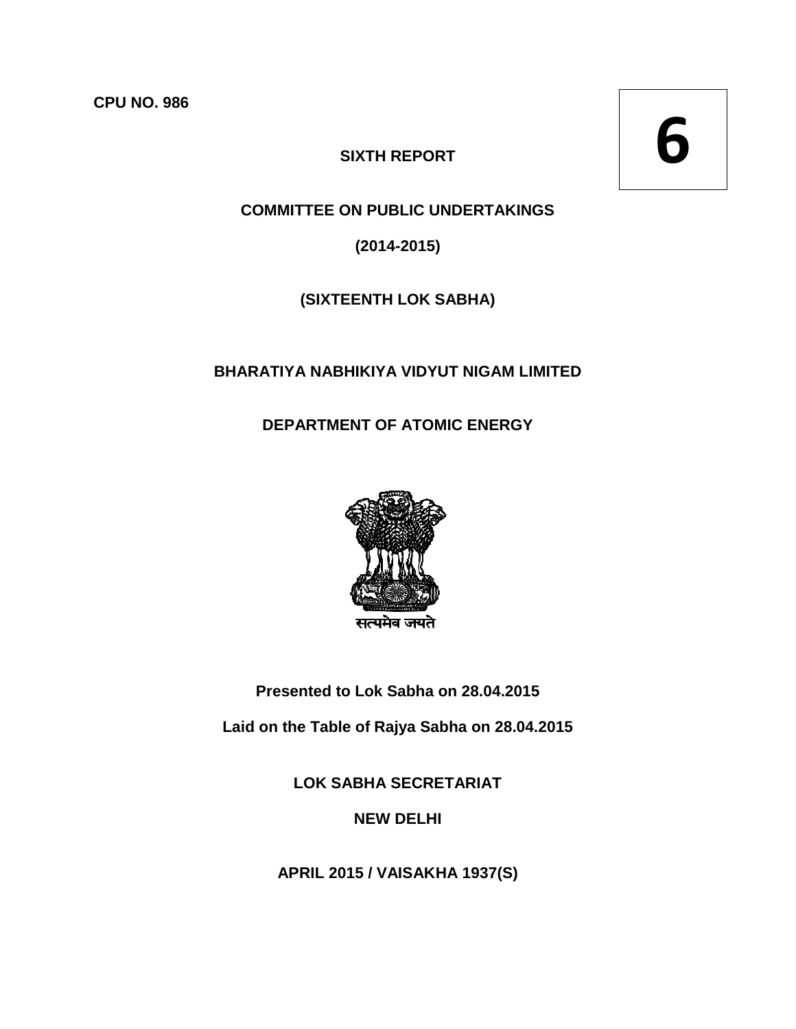CPU NO. 986

**6**

## SIXTH REPORT

## COMMITTEE ON PUBLIC UNDERTAKINGS

## (2014-2015)

## (SIXTEENTH LOK SABHA)

## BHARATIYA NABHIKIYA VIDYUT NIGAM LIMITED

## DEPARTMENT OF ATOMIC ENERGY

सत्यमेव जयते

**Presented to Lok Sabha on 28.04.2015**

**Laid on the Table of Rajya Sabha on 28.04.2015**

**LOK SABHA SECRETARIAT**

**NEW DELHI**

**APRIL 2015 / VAISAKHA 1937(S)**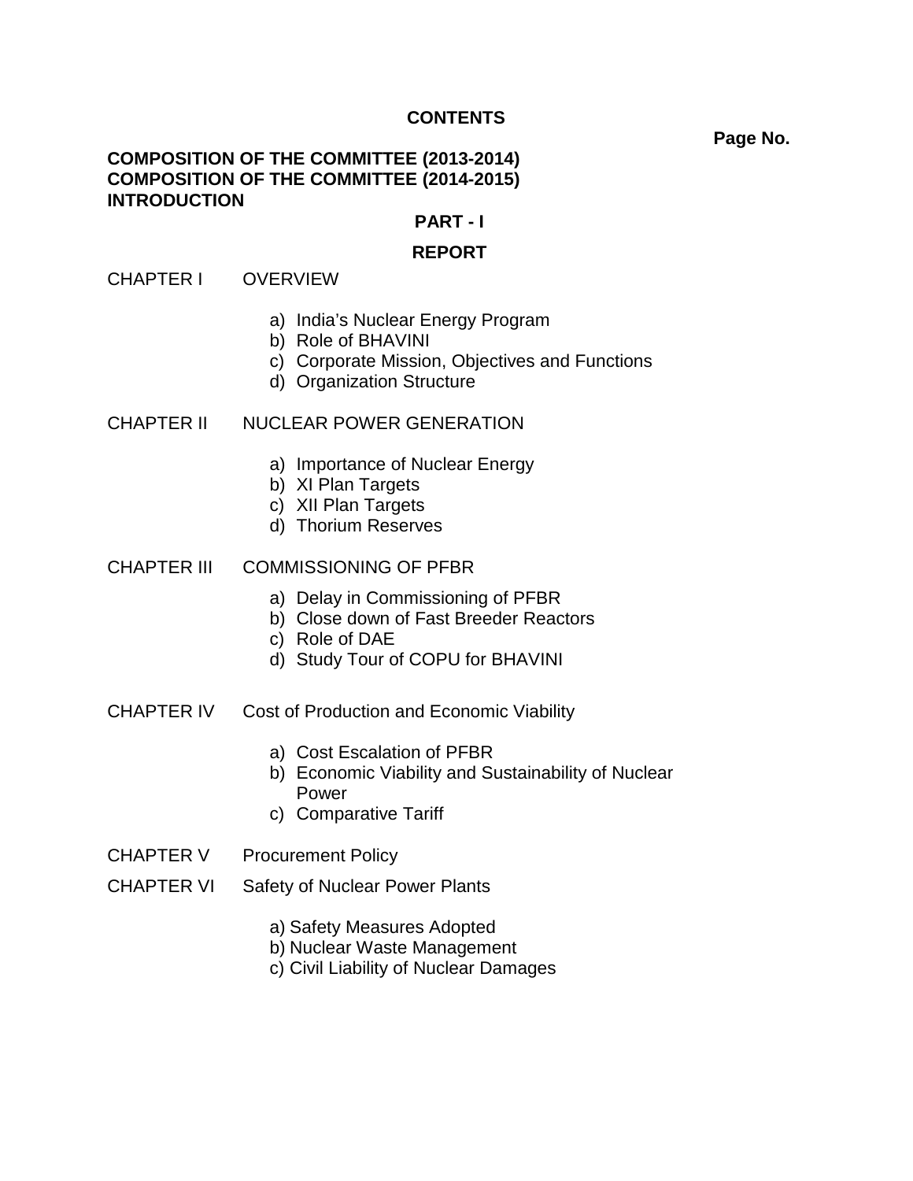# CONTENTS

**Page No.**

**COMPOSITION OF THE COMMITTEE (2013-2014)**
**COMPOSITION OF THE COMMITTEE (2014-2015)**
**INTRODUCTION**

## PART - I

## REPORT

CHAPTER I OVERVIEW

a) India's Nuclear Energy Program
b) Role of BHAVINI
c) Corporate Mission, Objectives and Functions
d) Organization Structure

CHAPTER II NUCLEAR POWER GENERATION

a) Importance of Nuclear Energy
b) XI Plan Targets
c) XII Plan Targets
d) Thorium Reserves

CHAPTER III COMMISSIONING OF PFBR

a) Delay in Commissioning of PFBR
b) Close down of Fast Breeder Reactors
c) Role of DAE
d) Study Tour of COPU for BHAVINI

CHAPTER IV Cost of Production and Economic Viability

a) Cost Escalation of PFBR
b) Economic Viability and Sustainability of Nuclear Power
c) Comparative Tariff

CHAPTER V Procurement Policy

CHAPTER VI Safety of Nuclear Power Plants

a) Safety Measures Adopted
b) Nuclear Waste Management
c) Civil Liability of Nuclear Damages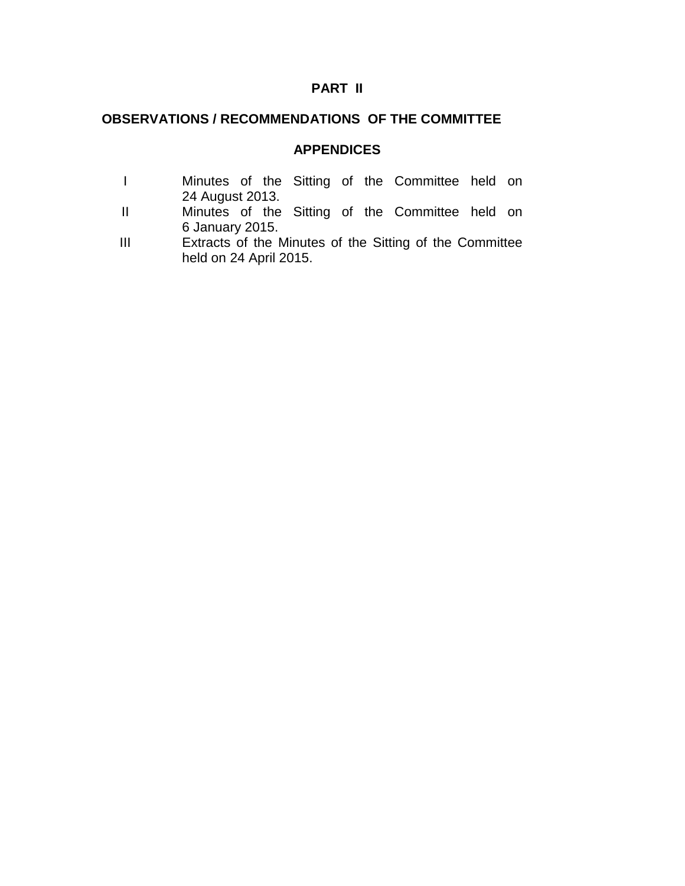## PART II

## OBSERVATIONS / RECOMMENDATIONS OF THE COMMITTEE

## APPENDICES

| | |
|---|---|
| I | Minutes of the Sitting of the Committee held on 24 August 2013. |
| II | Minutes of the Sitting of the Committee held on 6 January 2015. |
| III | Extracts of the Minutes of the Sitting of the Committee held on 24 April 2015. |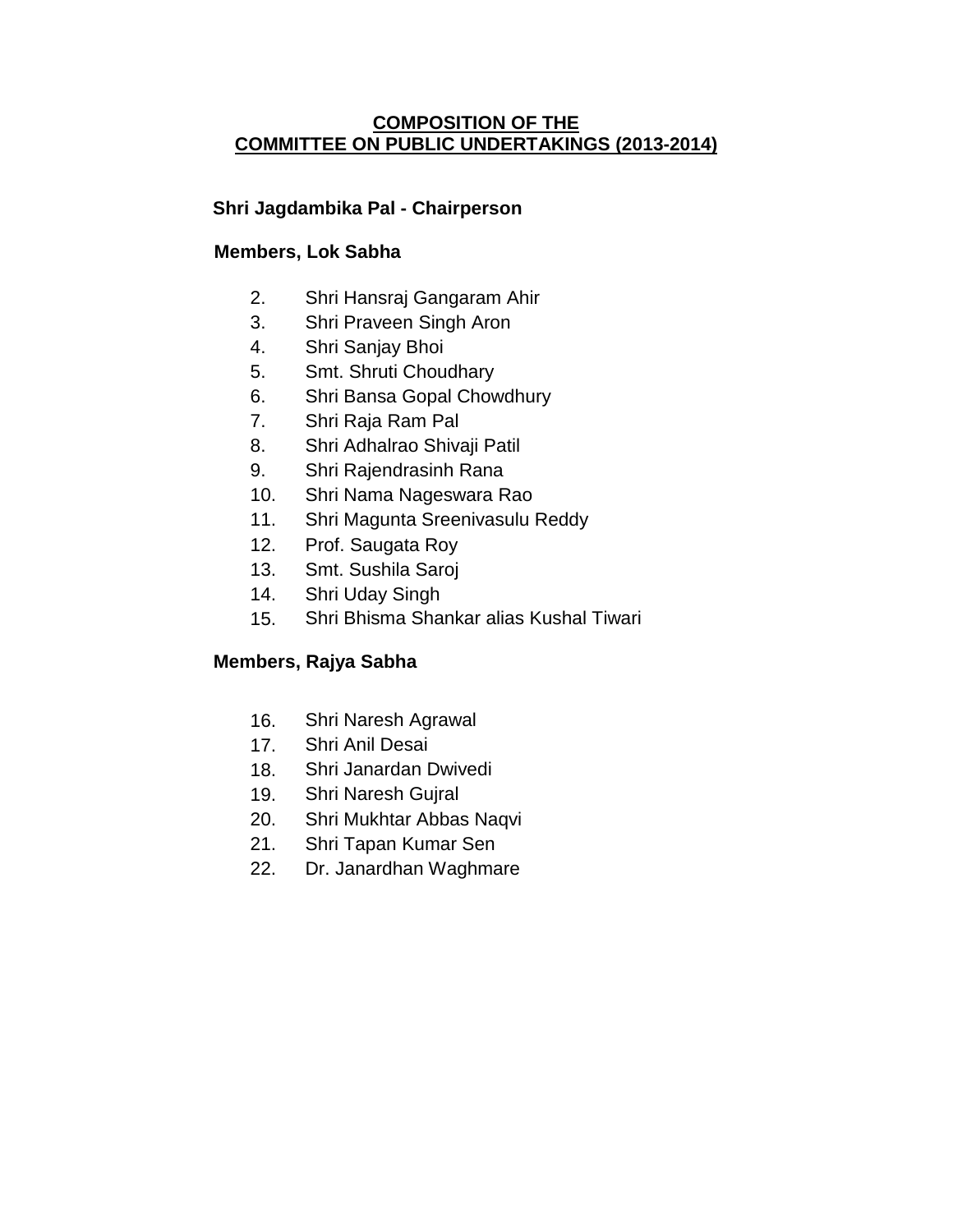# COMPOSITION OF THE
# COMMITTEE ON PUBLIC UNDERTAKINGS (2013-2014)

**Shri Jagdambika Pal - Chairperson**

**Members, Lok Sabha**

2. Shri Hansraj Gangaram Ahir
3. Shri Praveen Singh Aron
4. Shri Sanjay Bhoi
5. Smt. Shruti Choudhary
6. Shri Bansa Gopal Chowdhury
7. Shri Raja Ram Pal
8. Shri Adhalrao Shivaji Patil
9. Shri Rajendrasinh Rana
10. Shri Nama Nageswara Rao
11. Shri Magunta Sreenivasulu Reddy
12. Prof. Saugata Roy
13. Smt. Sushila Saroj
14. Shri Uday Singh
15. Shri Bhisma Shankar alias Kushal Tiwari

**Members, Rajya Sabha**

16. Shri Naresh Agrawal
17. Shri Anil Desai
18. Shri Janardan Dwivedi
19. Shri Naresh Gujral
20. Shri Mukhtar Abbas Naqvi
21. Shri Tapan Kumar Sen
22. Dr. Janardhan Waghmare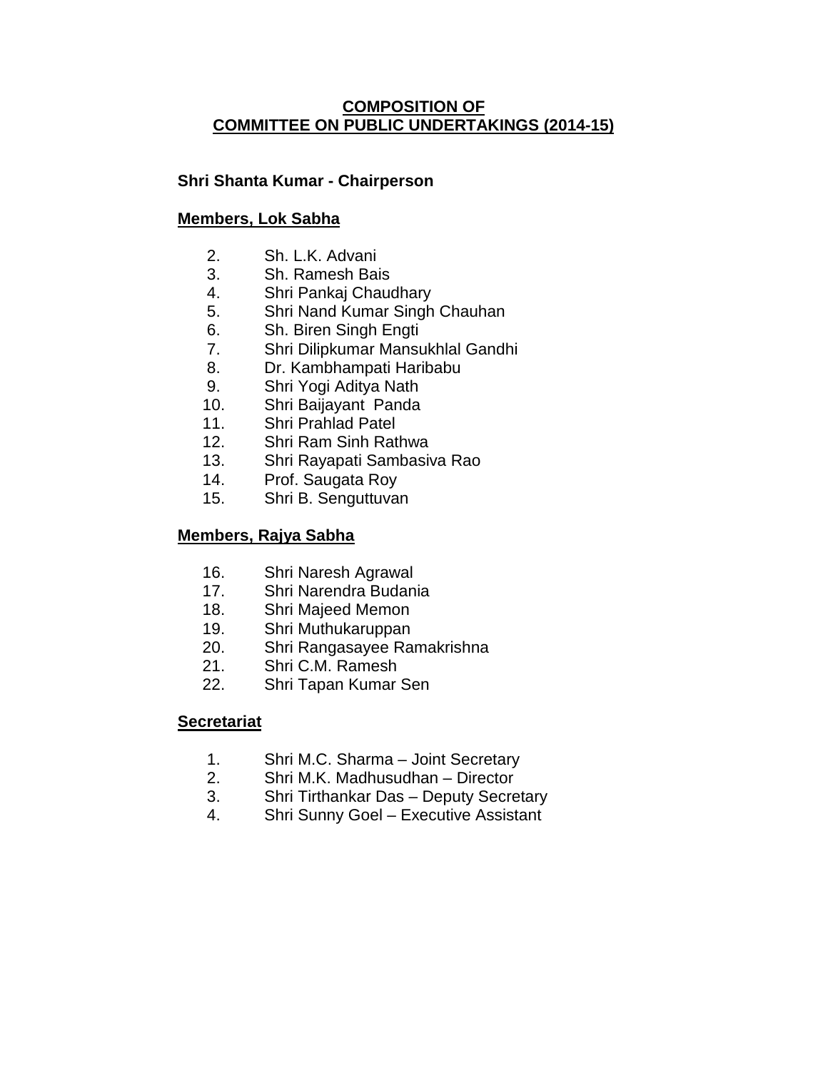# COMPOSITION OF COMMITTEE ON PUBLIC UNDERTAKINGS (2014-15)

**Shri Shanta Kumar - Chairperson**

## Members, Lok Sabha

2. Sh. L.K. Advani
3. Sh. Ramesh Bais
4. Shri Pankaj Chaudhary
5. Shri Nand Kumar Singh Chauhan
6. Sh. Biren Singh Engti
7. Shri Dilipkumar Mansukhlal Gandhi
8. Dr. Kambhampati Haribabu
9. Shri Yogi Aditya Nath
10. Shri Baijayant Panda
11. Shri Prahlad Patel
12. Shri Ram Sinh Rathwa
13. Shri Rayapati Sambasiva Rao
14. Prof. Saugata Roy
15. Shri B. Senguttuvan

## Members, Rajya Sabha

16. Shri Naresh Agrawal
17. Shri Narendra Budania
18. Shri Majeed Memon
19. Shri Muthukaruppan
20. Shri Rangasayee Ramakrishna
21. Shri C.M. Ramesh
22. Shri Tapan Kumar Sen

## Secretariat

1. Shri M.C. Sharma – Joint Secretary
2. Shri M.K. Madhusudhan – Director
3. Shri Tirthankar Das – Deputy Secretary
4. Shri Sunny Goel – Executive Assistant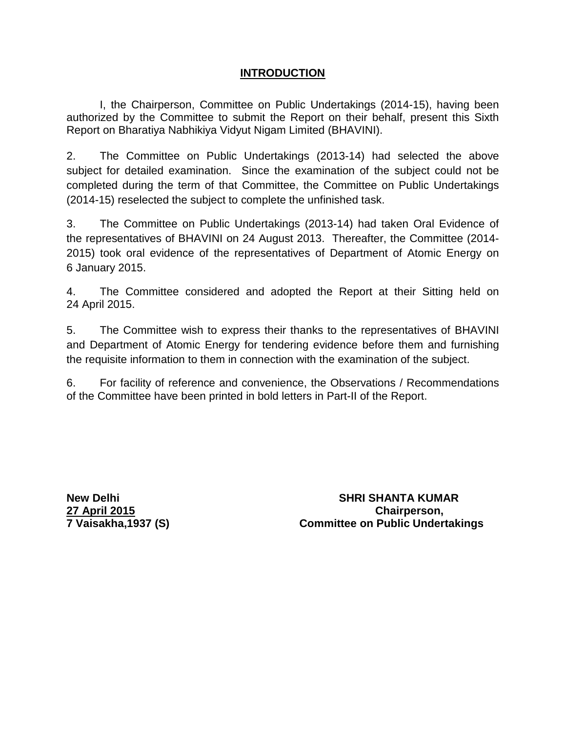# INTRODUCTION

I, the Chairperson, Committee on Public Undertakings (2014-15), having been authorized by the Committee to submit the Report on their behalf, present this Sixth Report on Bharatiya Nabhikiya Vidyut Nigam Limited (BHAVINI).

2. The Committee on Public Undertakings (2013-14) had selected the above subject for detailed examination. Since the examination of the subject could not be completed during the term of that Committee, the Committee on Public Undertakings (2014-15) reselected the subject to complete the unfinished task.

3. The Committee on Public Undertakings (2013-14) had taken Oral Evidence of the representatives of BHAVINI on 24 August 2013. Thereafter, the Committee (2014-2015) took oral evidence of the representatives of Department of Atomic Energy on 6 January 2015.

4. The Committee considered and adopted the Report at their Sitting held on 24 April 2015.

5. The Committee wish to express their thanks to the representatives of BHAVINI and Department of Atomic Energy for tendering evidence before them and furnishing the requisite information to them in connection with the examination of the subject.

6. For facility of reference and convenience, the Observations / Recommendations of the Committee have been printed in bold letters in Part-II of the Report.

**New Delhi**
**27 April 2015**
**7 Vaisakha,1937 (S)**

**SHRI SHANTA KUMAR**
**Chairperson,**
**Committee on Public Undertakings**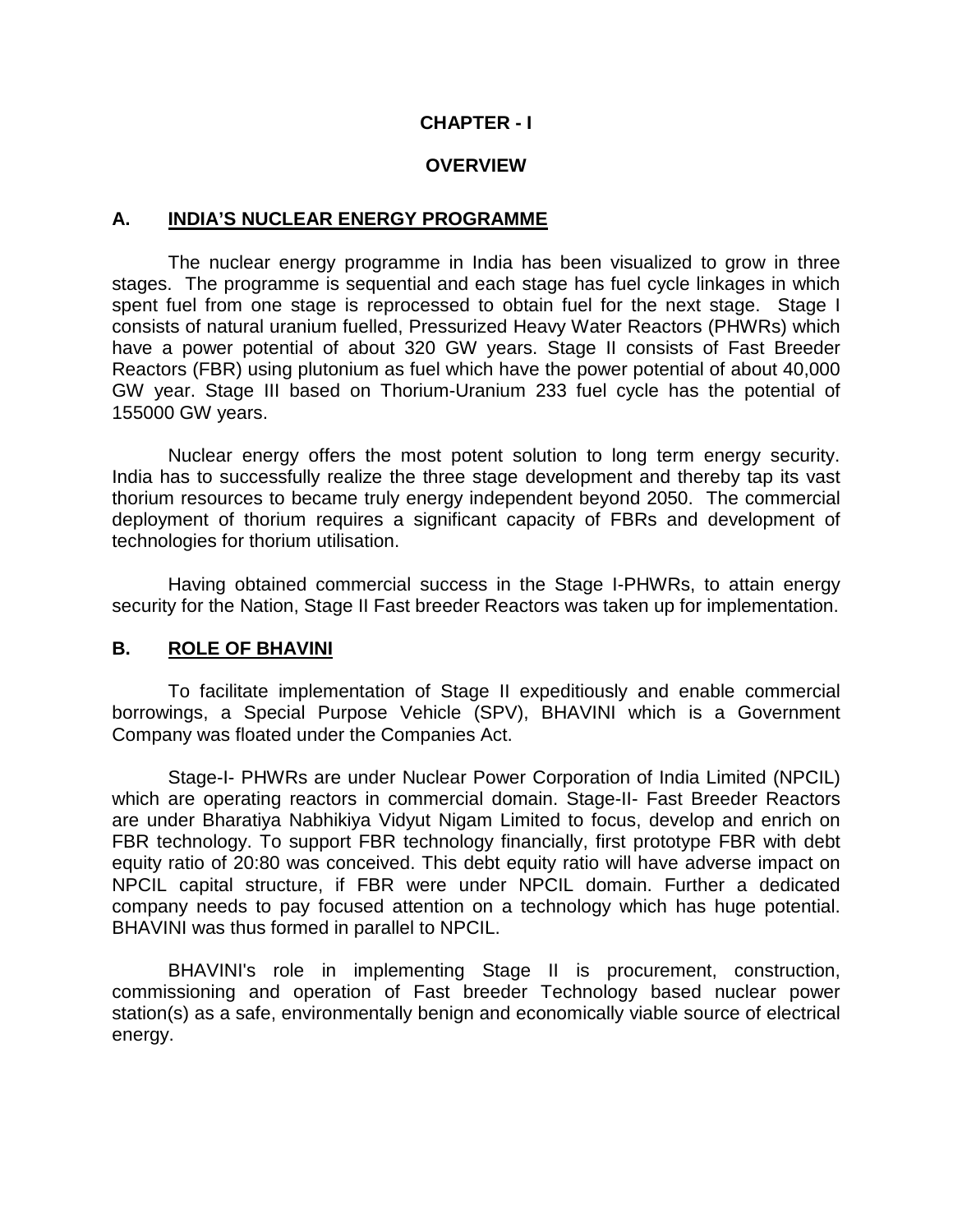# CHAPTER - I

# OVERVIEW

## A. INDIA'S NUCLEAR ENERGY PROGRAMME

The nuclear energy programme in India has been visualized to grow in three stages. The programme is sequential and each stage has fuel cycle linkages in which spent fuel from one stage is reprocessed to obtain fuel for the next stage. Stage I consists of natural uranium fuelled, Pressurized Heavy Water Reactors (PHWRs) which have a power potential of about 320 GW years. Stage II consists of Fast Breeder Reactors (FBR) using plutonium as fuel which have the power potential of about 40,000 GW year. Stage III based on Thorium-Uranium 233 fuel cycle has the potential of 155000 GW years.

Nuclear energy offers the most potent solution to long term energy security. India has to successfully realize the three stage development and thereby tap its vast thorium resources to became truly energy independent beyond 2050. The commercial deployment of thorium requires a significant capacity of FBRs and development of technologies for thorium utilisation.

Having obtained commercial success in the Stage I-PHWRs, to attain energy security for the Nation, Stage II Fast breeder Reactors was taken up for implementation.

## B. ROLE OF BHAVINI

To facilitate implementation of Stage II expeditiously and enable commercial borrowings, a Special Purpose Vehicle (SPV), BHAVINI which is a Government Company was floated under the Companies Act.

Stage-I- PHWRs are under Nuclear Power Corporation of India Limited (NPCIL) which are operating reactors in commercial domain. Stage-II- Fast Breeder Reactors are under Bharatiya Nabhikiya Vidyut Nigam Limited to focus, develop and enrich on FBR technology. To support FBR technology financially, first prototype FBR with debt equity ratio of 20:80 was conceived. This debt equity ratio will have adverse impact on NPCIL capital structure, if FBR were under NPCIL domain. Further a dedicated company needs to pay focused attention on a technology which has huge potential. BHAVINI was thus formed in parallel to NPCIL.

BHAVINI's role in implementing Stage II is procurement, construction, commissioning and operation of Fast breeder Technology based nuclear power station(s) as a safe, environmentally benign and economically viable source of electrical energy.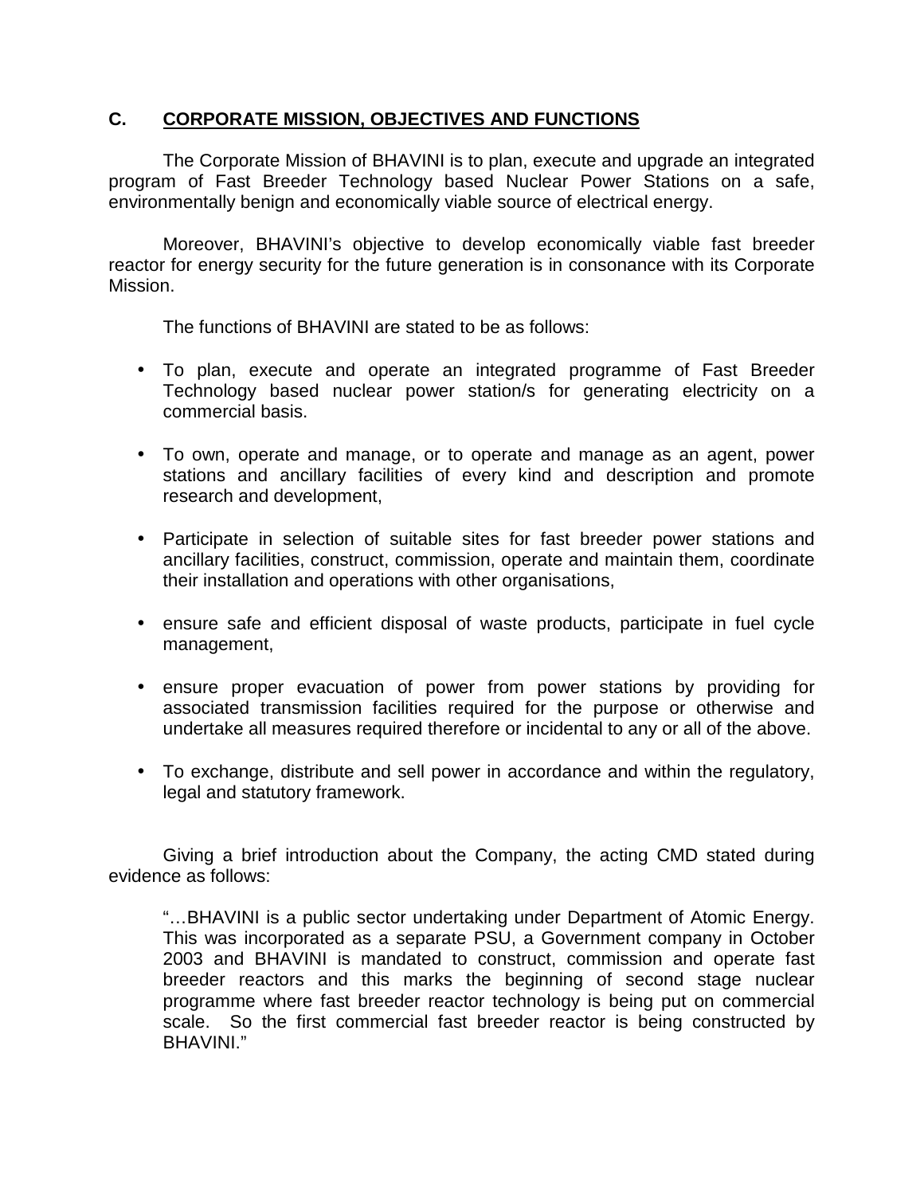## C. CORPORATE MISSION, OBJECTIVES AND FUNCTIONS

The Corporate Mission of BHAVINI is to plan, execute and upgrade an integrated program of Fast Breeder Technology based Nuclear Power Stations on a safe, environmentally benign and economically viable source of electrical energy.

Moreover, BHAVINI's objective to develop economically viable fast breeder reactor for energy security for the future generation is in consonance with its Corporate Mission.

The functions of BHAVINI are stated to be as follows:

- To plan, execute and operate an integrated programme of Fast Breeder Technology based nuclear power station/s for generating electricity on a commercial basis.
- To own, operate and manage, or to operate and manage as an agent, power stations and ancillary facilities of every kind and description and promote research and development,
- Participate in selection of suitable sites for fast breeder power stations and ancillary facilities, construct, commission, operate and maintain them, coordinate their installation and operations with other organisations,
- ensure safe and efficient disposal of waste products, participate in fuel cycle management,
- ensure proper evacuation of power from power stations by providing for associated transmission facilities required for the purpose or otherwise and undertake all measures required therefore or incidental to any or all of the above.
- To exchange, distribute and sell power in accordance and within the regulatory, legal and statutory framework.

Giving a brief introduction about the Company, the acting CMD stated during evidence as follows:

> "…BHAVINI is a public sector undertaking under Department of Atomic Energy. This was incorporated as a separate PSU, a Government company in October 2003 and BHAVINI is mandated to construct, commission and operate fast breeder reactors and this marks the beginning of second stage nuclear programme where fast breeder reactor technology is being put on commercial scale. So the first commercial fast breeder reactor is being constructed by BHAVINI."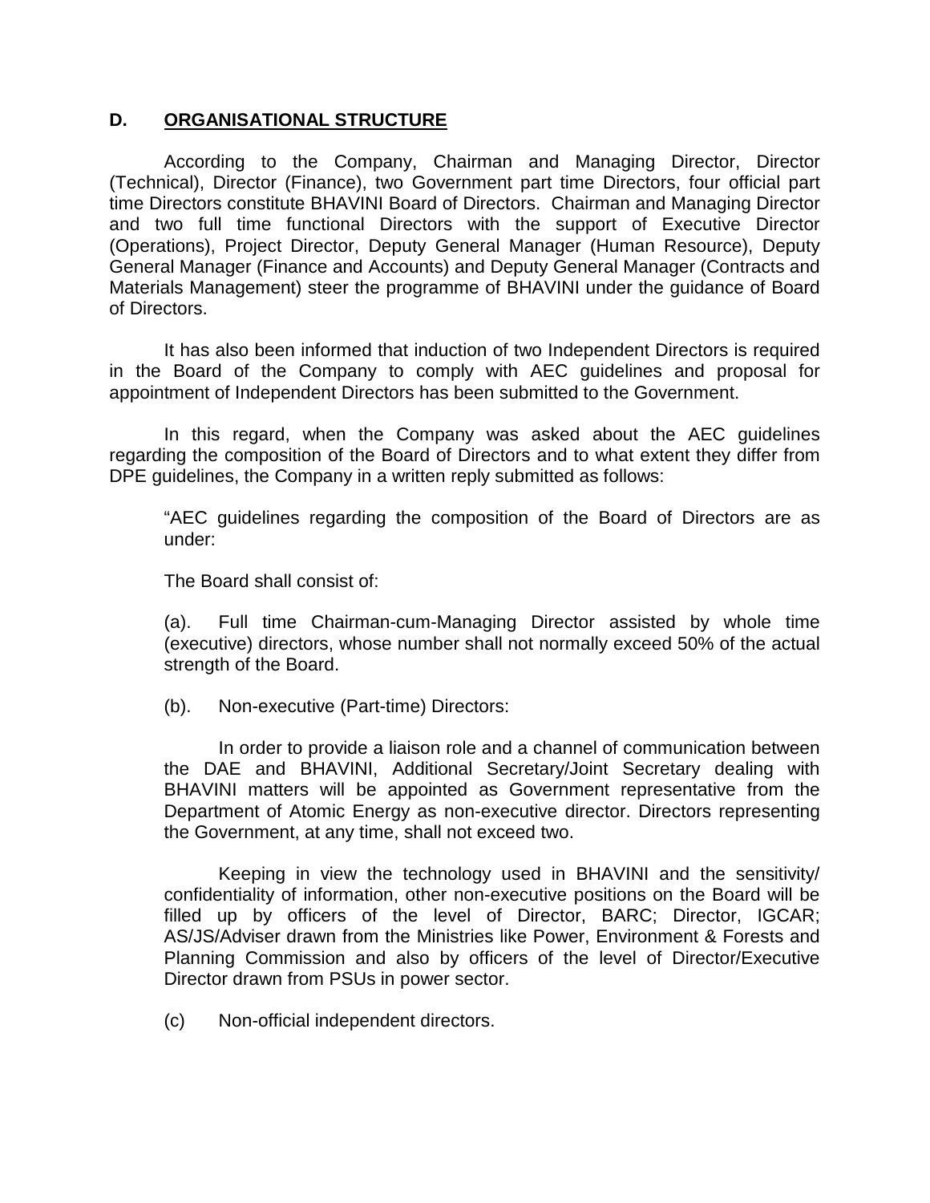## D. ORGANISATIONAL STRUCTURE

According to the Company, Chairman and Managing Director, Director (Technical), Director (Finance), two Government part time Directors, four official part time Directors constitute BHAVINI Board of Directors. Chairman and Managing Director and two full time functional Directors with the support of Executive Director (Operations), Project Director, Deputy General Manager (Human Resource), Deputy General Manager (Finance and Accounts) and Deputy General Manager (Contracts and Materials Management) steer the programme of BHAVINI under the guidance of Board of Directors.

It has also been informed that induction of two Independent Directors is required in the Board of the Company to comply with AEC guidelines and proposal for appointment of Independent Directors has been submitted to the Government.

In this regard, when the Company was asked about the AEC guidelines regarding the composition of the Board of Directors and to what extent they differ from DPE guidelines, the Company in a written reply submitted as follows:

> "AEC guidelines regarding the composition of the Board of Directors are as under:
>
> The Board shall consist of:
>
> (a). Full time Chairman-cum-Managing Director assisted by whole time (executive) directors, whose number shall not normally exceed 50% of the actual strength of the Board.
>
> (b). Non-executive (Part-time) Directors:
>
> In order to provide a liaison role and a channel of communication between the DAE and BHAVINI, Additional Secretary/Joint Secretary dealing with BHAVINI matters will be appointed as Government representative from the Department of Atomic Energy as non-executive director. Directors representing the Government, at any time, shall not exceed two.
>
> Keeping in view the technology used in BHAVINI and the sensitivity/ confidentiality of information, other non-executive positions on the Board will be filled up by officers of the level of Director, BARC; Director, IGCAR; AS/JS/Adviser drawn from the Ministries like Power, Environment & Forests and Planning Commission and also by officers of the level of Director/Executive Director drawn from PSUs in power sector.
>
> (c) Non-official independent directors.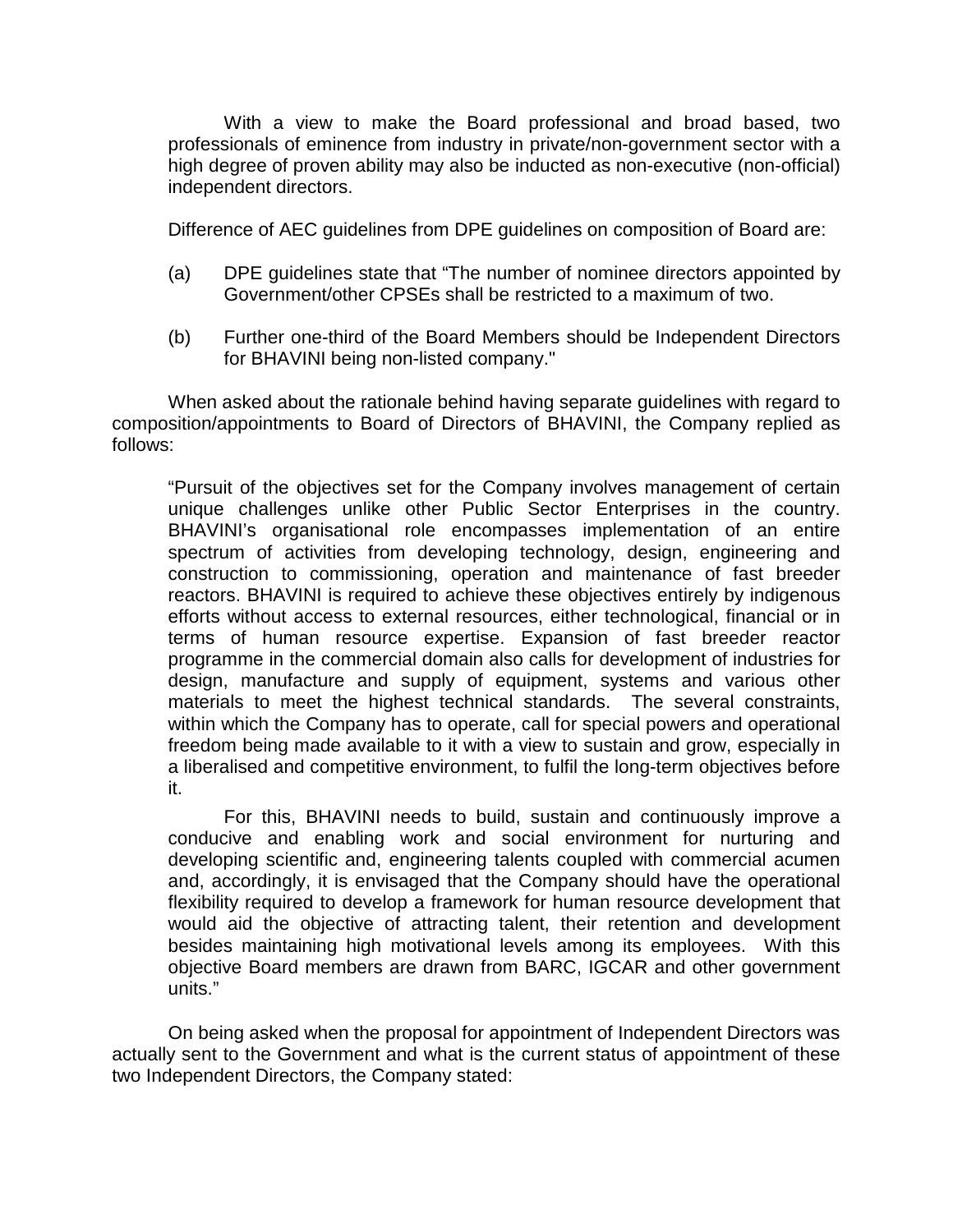With a view to make the Board professional and broad based, two professionals of eminence from industry in private/non-government sector with a high degree of proven ability may also be inducted as non-executive (non-official) independent directors.

Difference of AEC guidelines from DPE guidelines on composition of Board are:

(a) DPE guidelines state that "The number of nominee directors appointed by Government/other CPSEs shall be restricted to a maximum of two.

(b) Further one-third of the Board Members should be Independent Directors for BHAVINI being non-listed company."

When asked about the rationale behind having separate guidelines with regard to composition/appointments to Board of Directors of BHAVINI, the Company replied as follows:

> "Pursuit of the objectives set for the Company involves management of certain unique challenges unlike other Public Sector Enterprises in the country. BHAVINI's organisational role encompasses implementation of an entire spectrum of activities from developing technology, design, engineering and construction to commissioning, operation and maintenance of fast breeder reactors. BHAVINI is required to achieve these objectives entirely by indigenous efforts without access to external resources, either technological, financial or in terms of human resource expertise. Expansion of fast breeder reactor programme in the commercial domain also calls for development of industries for design, manufacture and supply of equipment, systems and various other materials to meet the highest technical standards. The several constraints, within which the Company has to operate, call for special powers and operational freedom being made available to it with a view to sustain and grow, especially in a liberalised and competitive environment, to fulfil the long-term objectives before it.
>
> For this, BHAVINI needs to build, sustain and continuously improve a conducive and enabling work and social environment for nurturing and developing scientific and, engineering talents coupled with commercial acumen and, accordingly, it is envisaged that the Company should have the operational flexibility required to develop a framework for human resource development that would aid the objective of attracting talent, their retention and development besides maintaining high motivational levels among its employees. With this objective Board members are drawn from BARC, IGCAR and other government units."

On being asked when the proposal for appointment of Independent Directors was actually sent to the Government and what is the current status of appointment of these two Independent Directors, the Company stated: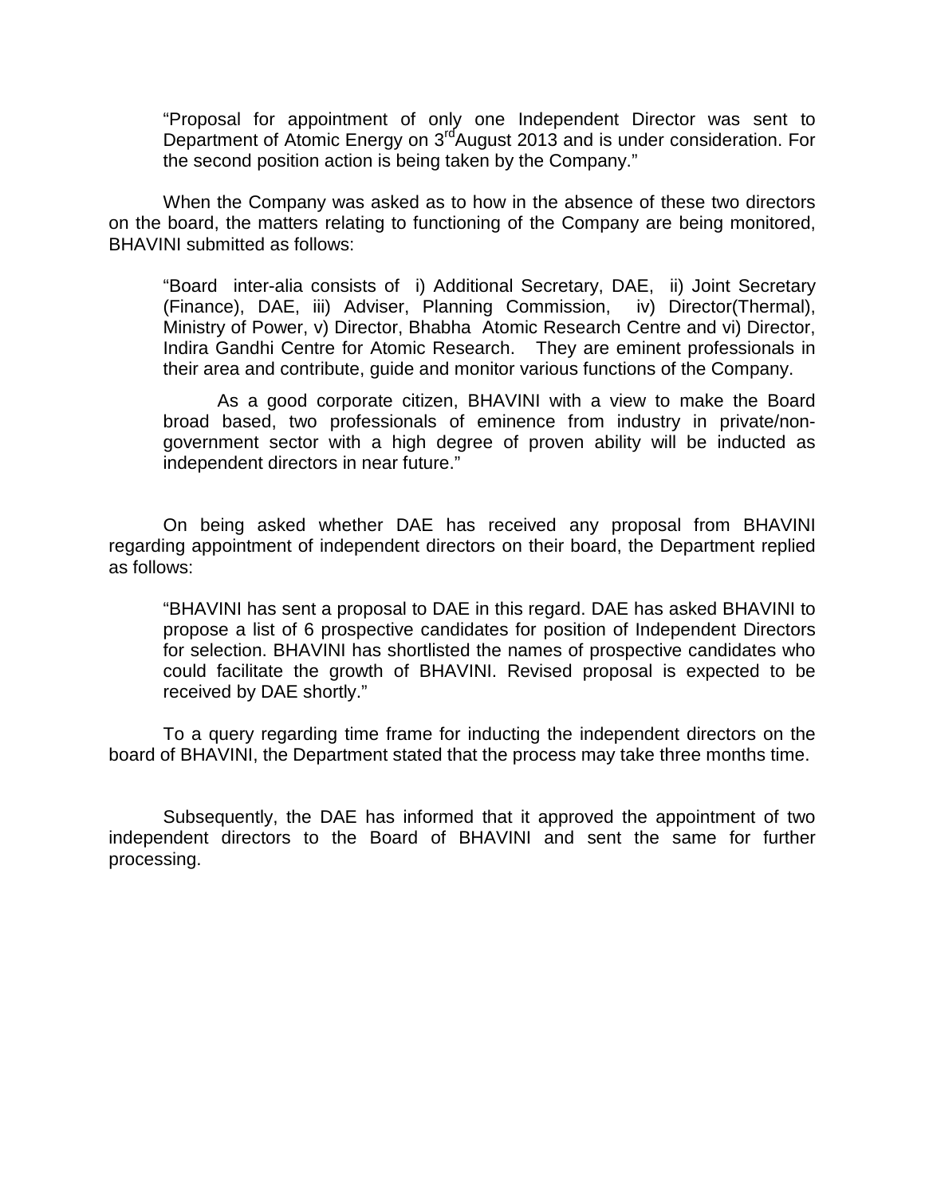> "Proposal for appointment of only one Independent Director was sent to Department of Atomic Energy on 3rd August 2013 and is under consideration. For the second position action is being taken by the Company."

When the Company was asked as to how in the absence of these two directors on the board, the matters relating to functioning of the Company are being monitored, BHAVINI submitted as follows:

> "Board inter-alia consists of i) Additional Secretary, DAE, ii) Joint Secretary (Finance), DAE, iii) Adviser, Planning Commission, iv) Director(Thermal), Ministry of Power, v) Director, Bhabha Atomic Research Centre and vi) Director, Indira Gandhi Centre for Atomic Research. They are eminent professionals in their area and contribute, guide and monitor various functions of the Company.
>
> As a good corporate citizen, BHAVINI with a view to make the Board broad based, two professionals of eminence from industry in private/non-government sector with a high degree of proven ability will be inducted as independent directors in near future."

On being asked whether DAE has received any proposal from BHAVINI regarding appointment of independent directors on their board, the Department replied as follows:

> "BHAVINI has sent a proposal to DAE in this regard. DAE has asked BHAVINI to propose a list of 6 prospective candidates for position of Independent Directors for selection. BHAVINI has shortlisted the names of prospective candidates who could facilitate the growth of BHAVINI. Revised proposal is expected to be received by DAE shortly."

To a query regarding time frame for inducting the independent directors on the board of BHAVINI, the Department stated that the process may take three months time.

Subsequently, the DAE has informed that it approved the appointment of two independent directors to the Board of BHAVINI and sent the same for further processing.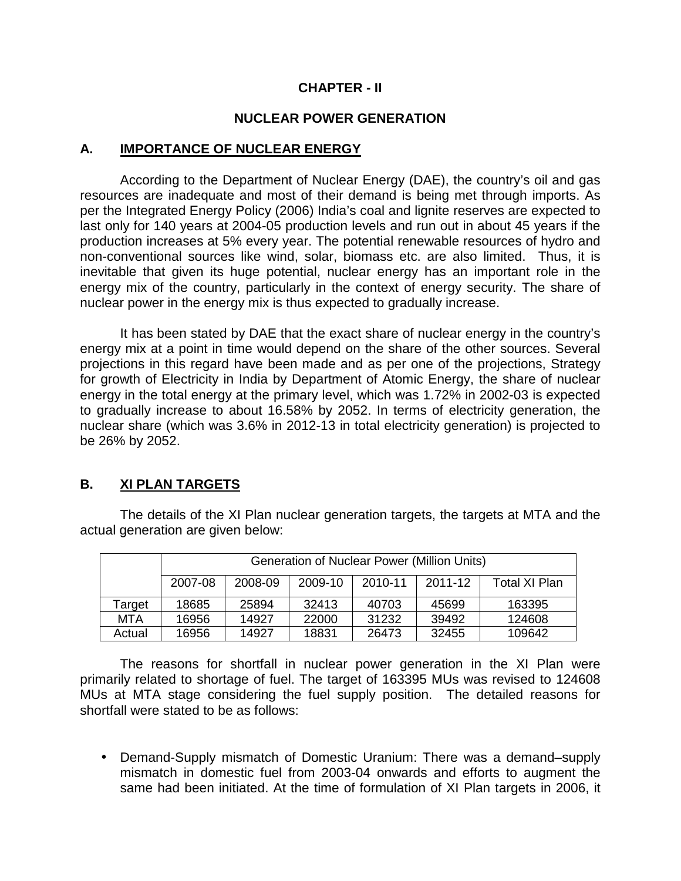# CHAPTER - II

## NUCLEAR POWER GENERATION

### A. IMPORTANCE OF NUCLEAR ENERGY

According to the Department of Nuclear Energy (DAE), the country's oil and gas resources are inadequate and most of their demand is being met through imports. As per the Integrated Energy Policy (2006) India's coal and lignite reserves are expected to last only for 140 years at 2004-05 production levels and run out in about 45 years if the production increases at 5% every year. The potential renewable resources of hydro and non-conventional sources like wind, solar, biomass etc. are also limited. Thus, it is inevitable that given its huge potential, nuclear energy has an important role in the energy mix of the country, particularly in the context of energy security. The share of nuclear power in the energy mix is thus expected to gradually increase.

It has been stated by DAE that the exact share of nuclear energy in the country's energy mix at a point in time would depend on the share of the other sources. Several projections in this regard have been made and as per one of the projections, Strategy for growth of Electricity in India by Department of Atomic Energy, the share of nuclear energy in the total energy at the primary level, which was 1.72% in 2002-03 is expected to gradually increase to about 16.58% by 2052. In terms of electricity generation, the nuclear share (which was 3.6% in 2012-13 in total electricity generation) is projected to be 26% by 2052.

### B. XI PLAN TARGETS

The details of the XI Plan nuclear generation targets, the targets at MTA and the actual generation are given below:

| | Generation of Nuclear Power (Million Units) | | | | | |
|---|---|---|---|---|---|---|
| | 2007-08 | 2008-09 | 2009-10 | 2010-11 | 2011-12 | Total XI Plan |
| Target | 18685 | 25894 | 32413 | 40703 | 45699 | 163395 |
| MTA | 16956 | 14927 | 22000 | 31232 | 39492 | 124608 |
| Actual | 16956 | 14927 | 18831 | 26473 | 32455 | 109642 |

The reasons for shortfall in nuclear power generation in the XI Plan were primarily related to shortage of fuel. The target of 163395 MUs was revised to 124608 MUs at MTA stage considering the fuel supply position. The detailed reasons for shortfall were stated to be as follows:

- Demand-Supply mismatch of Domestic Uranium: There was a demand–supply mismatch in domestic fuel from 2003-04 onwards and efforts to augment the same had been initiated. At the time of formulation of XI Plan targets in 2006, it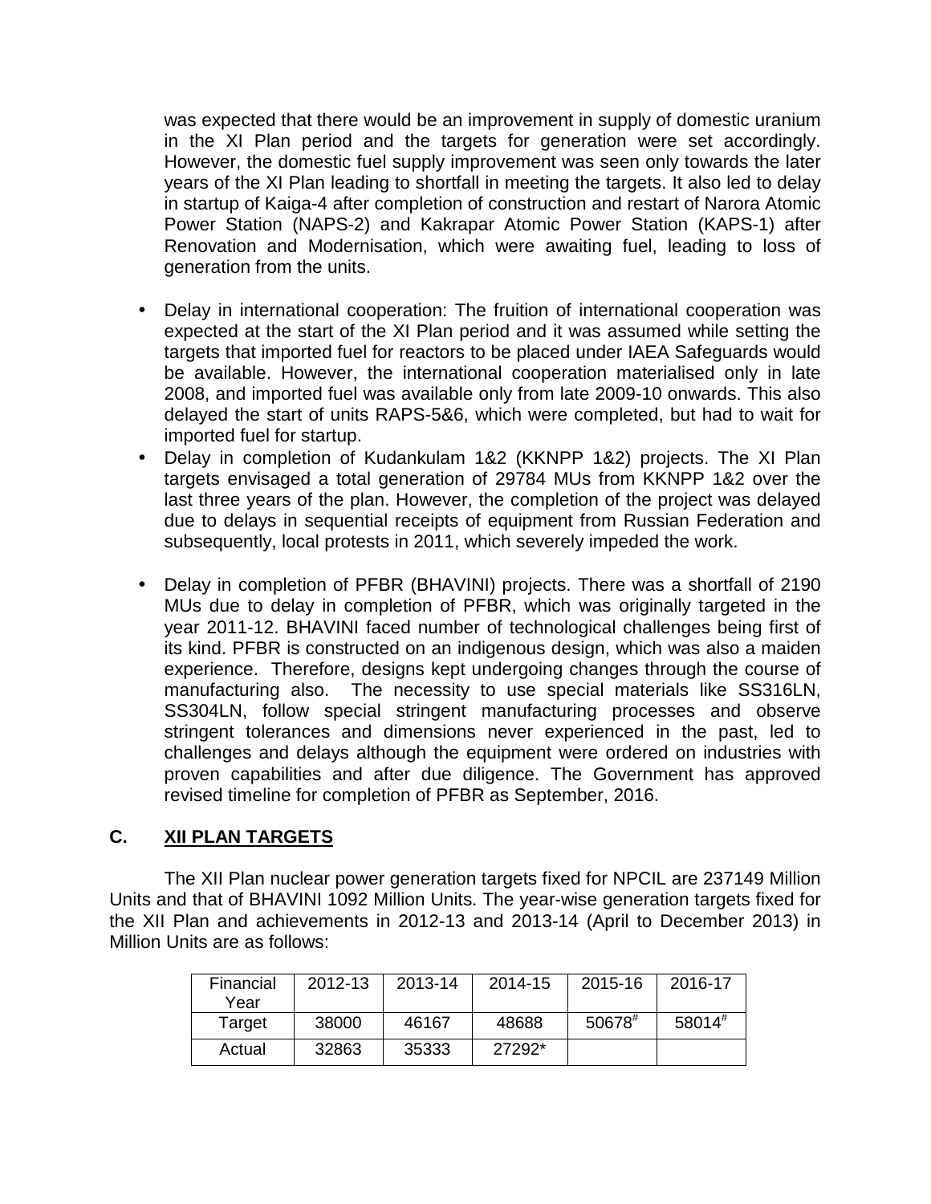was expected that there would be an improvement in supply of domestic uranium in the XI Plan period and the targets for generation were set accordingly. However, the domestic fuel supply improvement was seen only towards the later years of the XI Plan leading to shortfall in meeting the targets. It also led to delay in startup of Kaiga-4 after completion of construction and restart of Narora Atomic Power Station (NAPS-2) and Kakrapar Atomic Power Station (KAPS-1) after Renovation and Modernisation, which were awaiting fuel, leading to loss of generation from the units.

- Delay in international cooperation: The fruition of international cooperation was expected at the start of the XI Plan period and it was assumed while setting the targets that imported fuel for reactors to be placed under IAEA Safeguards would be available. However, the international cooperation materialised only in late 2008, and imported fuel was available only from late 2009-10 onwards. This also delayed the start of units RAPS-5&6, which were completed, but had to wait for imported fuel for startup.
- Delay in completion of Kudankulam 1&2 (KKNPP 1&2) projects. The XI Plan targets envisaged a total generation of 29784 MUs from KKNPP 1&2 over the last three years of the plan. However, the completion of the project was delayed due to delays in sequential receipts of equipment from Russian Federation and subsequently, local protests in 2011, which severely impeded the work.
- Delay in completion of PFBR (BHAVINI) projects. There was a shortfall of 2190 MUs due to delay in completion of PFBR, which was originally targeted in the year 2011-12. BHAVINI faced number of technological challenges being first of its kind. PFBR is constructed on an indigenous design, which was also a maiden experience. Therefore, designs kept undergoing changes through the course of manufacturing also. The necessity to use special materials like SS316LN, SS304LN, follow special stringent manufacturing processes and observe stringent tolerances and dimensions never experienced in the past, led to challenges and delays although the equipment were ordered on industries with proven capabilities and after due diligence. The Government has approved revised timeline for completion of PFBR as September, 2016.

## C. XII PLAN TARGETS

The XII Plan nuclear power generation targets fixed for NPCIL are 237149 Million Units and that of BHAVINI 1092 Million Units. The year-wise generation targets fixed for the XII Plan and achievements in 2012-13 and 2013-14 (April to December 2013) in Million Units are as follows:

| Financial Year | 2012-13 | 2013-14 | 2014-15 | 2015-16 | 2016-17 |
|---|---|---|---|---|---|
| Target | 38000 | 46167 | 48688 | 50678# | 58014# |
| Actual | 32863 | 35333 | 27292* | | |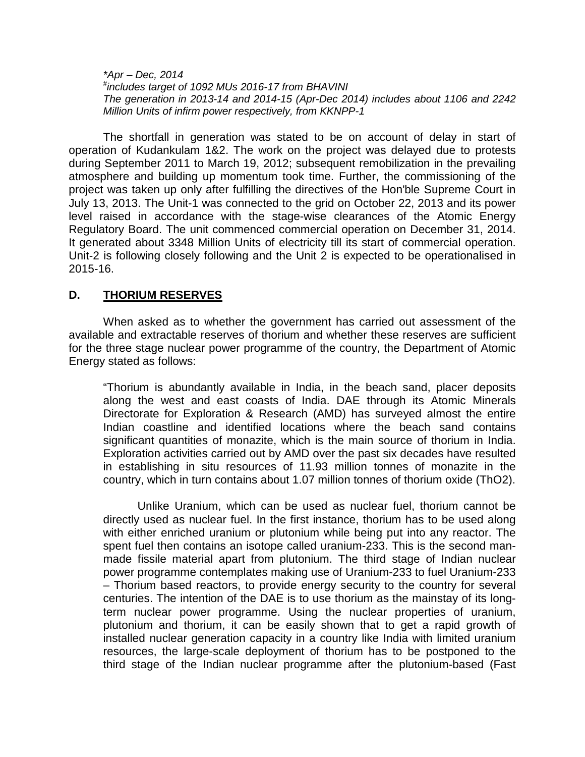*\*Apr – Dec, 2014*
*#includes target of 1092 MUs 2016-17 from BHAVINI*
*The generation in 2013-14 and 2014-15 (Apr-Dec 2014) includes about 1106 and 2242 Million Units of infirm power respectively, from KKNPP-1*

The shortfall in generation was stated to be on account of delay in start of operation of Kudankulam 1&2. The work on the project was delayed due to protests during September 2011 to March 19, 2012; subsequent remobilization in the prevailing atmosphere and building up momentum took time. Further, the commissioning of the project was taken up only after fulfilling the directives of the Hon'ble Supreme Court in July 13, 2013. The Unit-1 was connected to the grid on October 22, 2013 and its power level raised in accordance with the stage-wise clearances of the Atomic Energy Regulatory Board. The unit commenced commercial operation on December 31, 2014. It generated about 3348 Million Units of electricity till its start of commercial operation. Unit-2 is following closely following and the Unit 2 is expected to be operationalised in 2015-16.

## D. THORIUM RESERVES

When asked as to whether the government has carried out assessment of the available and extractable reserves of thorium and whether these reserves are sufficient for the three stage nuclear power programme of the country, the Department of Atomic Energy stated as follows:

> "Thorium is abundantly available in India, in the beach sand, placer deposits along the west and east coasts of India. DAE through its Atomic Minerals Directorate for Exploration & Research (AMD) has surveyed almost the entire Indian coastline and identified locations where the beach sand contains significant quantities of monazite, which is the main source of thorium in India. Exploration activities carried out by AMD over the past six decades have resulted in establishing in situ resources of 11.93 million tonnes of monazite in the country, which in turn contains about 1.07 million tonnes of thorium oxide ($ThO_2$).
>
> Unlike Uranium, which can be used as nuclear fuel, thorium cannot be directly used as nuclear fuel. In the first instance, thorium has to be used along with either enriched uranium or plutonium while being put into any reactor. The spent fuel then contains an isotope called uranium-233. This is the second man-made fissile material apart from plutonium. The third stage of Indian nuclear power programme contemplates making use of Uranium-233 to fuel Uranium-233 – Thorium based reactors, to provide energy security to the country for several centuries. The intention of the DAE is to use thorium as the mainstay of its long-term nuclear power programme. Using the nuclear properties of uranium, plutonium and thorium, it can be easily shown that to get a rapid growth of installed nuclear generation capacity in a country like India with limited uranium resources, the large-scale deployment of thorium has to be postponed to the third stage of the Indian nuclear programme after the plutonium-based (Fast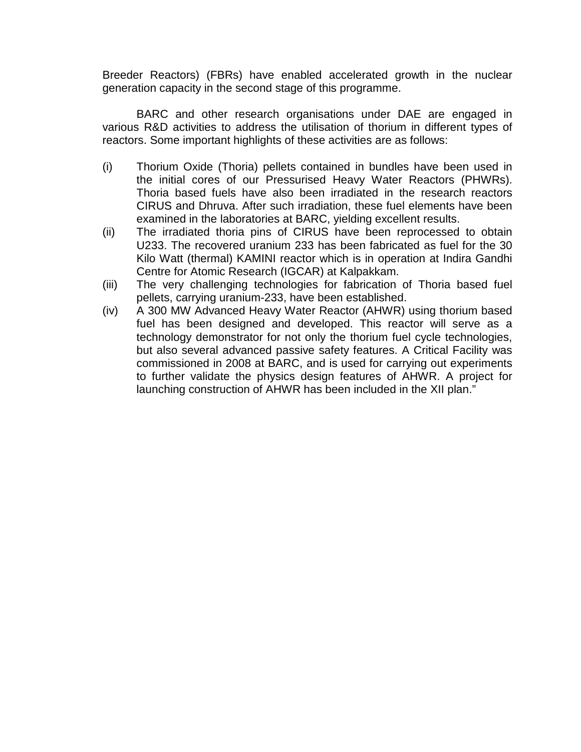Breeder Reactors) (FBRs) have enabled accelerated growth in the nuclear generation capacity in the second stage of this programme.

BARC and other research organisations under DAE are engaged in various R&D activities to address the utilisation of thorium in different types of reactors. Some important highlights of these activities are as follows:

(i) Thorium Oxide (Thoria) pellets contained in bundles have been used in the initial cores of our Pressurised Heavy Water Reactors (PHWRs). Thoria based fuels have also been irradiated in the research reactors CIRUS and Dhruva. After such irradiation, these fuel elements have been examined in the laboratories at BARC, yielding excellent results.

(ii) The irradiated thoria pins of CIRUS have been reprocessed to obtain U233. The recovered uranium 233 has been fabricated as fuel for the 30 Kilo Watt (thermal) KAMINI reactor which is in operation at Indira Gandhi Centre for Atomic Research (IGCAR) at Kalpakkam.

(iii) The very challenging technologies for fabrication of Thoria based fuel pellets, carrying uranium-233, have been established.

(iv) A 300 MW Advanced Heavy Water Reactor (AHWR) using thorium based fuel has been designed and developed. This reactor will serve as a technology demonstrator for not only the thorium fuel cycle technologies, but also several advanced passive safety features. A Critical Facility was commissioned in 2008 at BARC, and is used for carrying out experiments to further validate the physics design features of AHWR. A project for launching construction of AHWR has been included in the XII plan."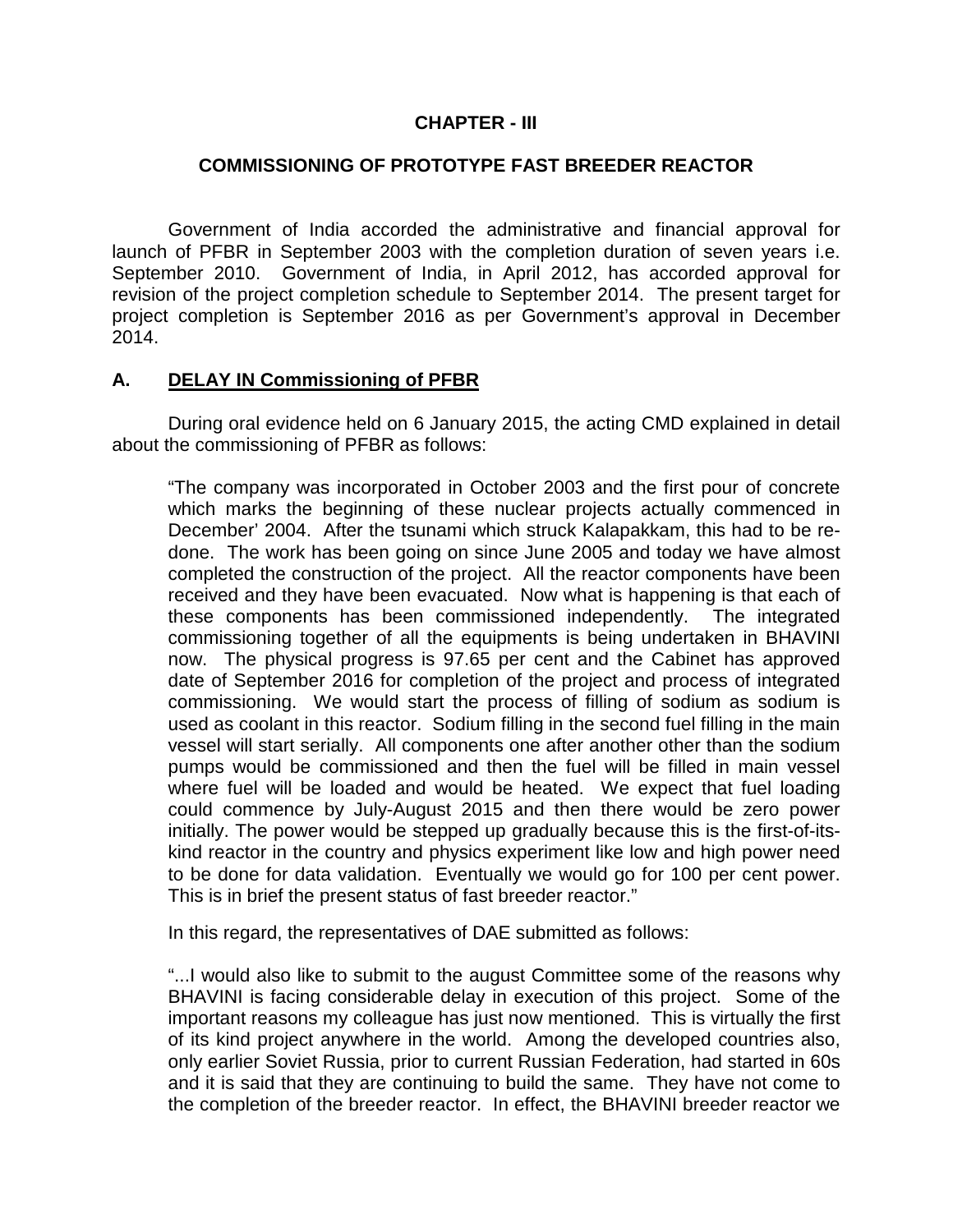# CHAPTER - III

## COMMISSIONING OF PROTOTYPE FAST BREEDER REACTOR

Government of India accorded the administrative and financial approval for launch of PFBR in September 2003 with the completion duration of seven years i.e. September 2010. Government of India, in April 2012, has accorded approval for revision of the project completion schedule to September 2014. The present target for project completion is September 2016 as per Government's approval in December 2014.

## A. DELAY IN Commissioning of PFBR

During oral evidence held on 6 January 2015, the acting CMD explained in detail about the commissioning of PFBR as follows:

> "The company was incorporated in October 2003 and the first pour of concrete which marks the beginning of these nuclear projects actually commenced in December' 2004. After the tsunami which struck Kalapakkam, this had to be re-done. The work has been going on since June 2005 and today we have almost completed the construction of the project. All the reactor components have been received and they have been evacuated. Now what is happening is that each of these components has been commissioned independently. The integrated commissioning together of all the equipments is being undertaken in BHAVINI now. The physical progress is 97.65 per cent and the Cabinet has approved date of September 2016 for completion of the project and process of integrated commissioning. We would start the process of filling of sodium as sodium is used as coolant in this reactor. Sodium filling in the second fuel filling in the main vessel will start serially. All components one after another other than the sodium pumps would be commissioned and then the fuel will be filled in main vessel where fuel will be loaded and would be heated. We expect that fuel loading could commence by July-August 2015 and then there would be zero power initially. The power would be stepped up gradually because this is the first-of-its-kind reactor in the country and physics experiment like low and high power need to be done for data validation. Eventually we would go for 100 per cent power. This is in brief the present status of fast breeder reactor."

In this regard, the representatives of DAE submitted as follows:

> "...I would also like to submit to the august Committee some of the reasons why BHAVINI is facing considerable delay in execution of this project. Some of the important reasons my colleague has just now mentioned. This is virtually the first of its kind project anywhere in the world. Among the developed countries also, only earlier Soviet Russia, prior to current Russian Federation, had started in 60s and it is said that they are continuing to build the same. They have not come to the completion of the breeder reactor. In effect, the BHAVINI breeder reactor we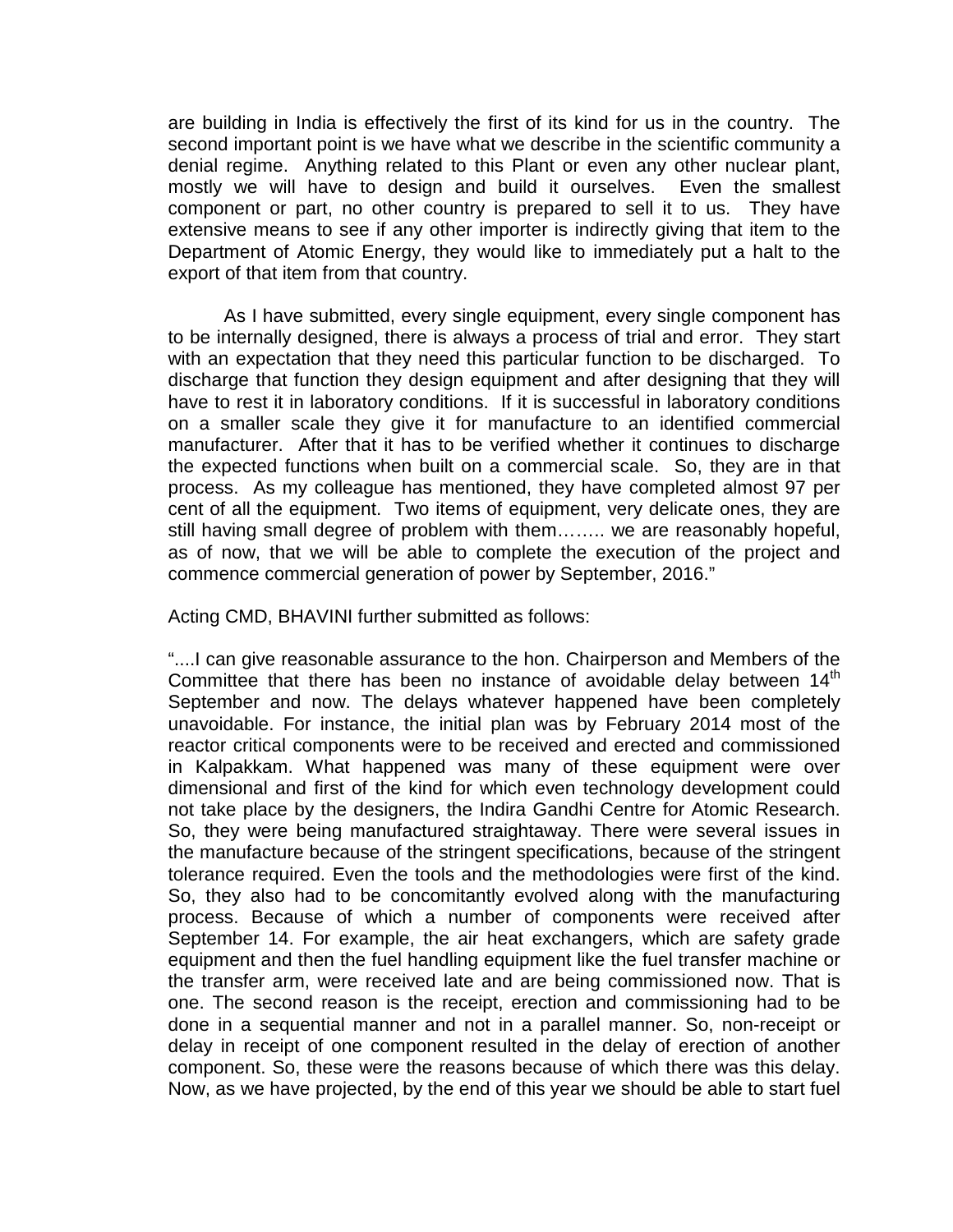are building in India is effectively the first of its kind for us in the country. The second important point is we have what we describe in the scientific community a denial regime. Anything related to this Plant or even any other nuclear plant, mostly we will have to design and build it ourselves. Even the smallest component or part, no other country is prepared to sell it to us. They have extensive means to see if any other importer is indirectly giving that item to the Department of Atomic Energy, they would like to immediately put a halt to the export of that item from that country.

As I have submitted, every single equipment, every single component has to be internally designed, there is always a process of trial and error. They start with an expectation that they need this particular function to be discharged. To discharge that function they design equipment and after designing that they will have to rest it in laboratory conditions. If it is successful in laboratory conditions on a smaller scale they give it for manufacture to an identified commercial manufacturer. After that it has to be verified whether it continues to discharge the expected functions when built on a commercial scale. So, they are in that process. As my colleague has mentioned, they have completed almost 97 per cent of all the equipment. Two items of equipment, very delicate ones, they are still having small degree of problem with them…….. we are reasonably hopeful, as of now, that we will be able to complete the execution of the project and commence commercial generation of power by September, 2016."

Acting CMD, BHAVINI further submitted as follows:

"....I can give reasonable assurance to the hon. Chairperson and Members of the Committee that there has been no instance of avoidable delay between 14th September and now. The delays whatever happened have been completely unavoidable. For instance, the initial plan was by February 2014 most of the reactor critical components were to be received and erected and commissioned in Kalpakkam. What happened was many of these equipment were over dimensional and first of the kind for which even technology development could not take place by the designers, the Indira Gandhi Centre for Atomic Research. So, they were being manufactured straightaway. There were several issues in the manufacture because of the stringent specifications, because of the stringent tolerance required. Even the tools and the methodologies were first of the kind. So, they also had to be concomitantly evolved along with the manufacturing process. Because of which a number of components were received after September 14. For example, the air heat exchangers, which are safety grade equipment and then the fuel handling equipment like the fuel transfer machine or the transfer arm, were received late and are being commissioned now. That is one. The second reason is the receipt, erection and commissioning had to be done in a sequential manner and not in a parallel manner. So, non-receipt or delay in receipt of one component resulted in the delay of erection of another component. So, these were the reasons because of which there was this delay. Now, as we have projected, by the end of this year we should be able to start fuel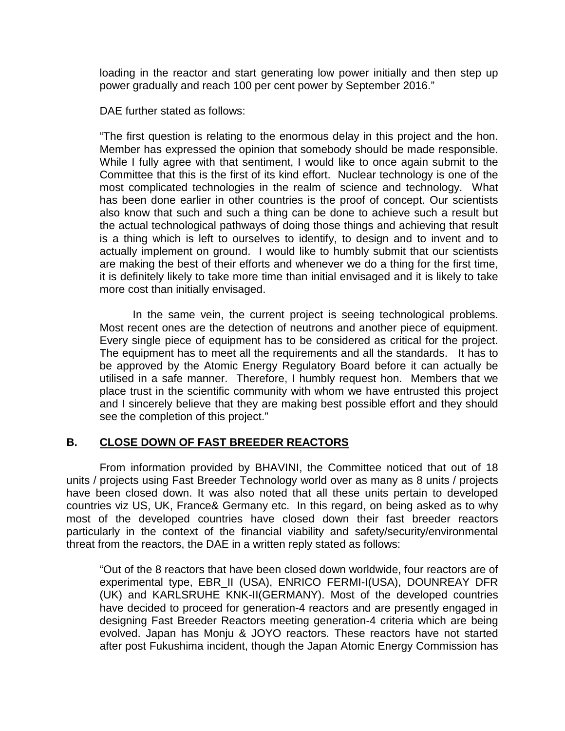loading in the reactor and start generating low power initially and then step up power gradually and reach 100 per cent power by September 2016."

DAE further stated as follows:

"The first question is relating to the enormous delay in this project and the hon. Member has expressed the opinion that somebody should be made responsible. While I fully agree with that sentiment, I would like to once again submit to the Committee that this is the first of its kind effort. Nuclear technology is one of the most complicated technologies in the realm of science and technology. What has been done earlier in other countries is the proof of concept. Our scientists also know that such and such a thing can be done to achieve such a result but the actual technological pathways of doing those things and achieving that result is a thing which is left to ourselves to identify, to design and to invent and to actually implement on ground. I would like to humbly submit that our scientists are making the best of their efforts and whenever we do a thing for the first time, it is definitely likely to take more time than initial envisaged and it is likely to take more cost than initially envisaged.

In the same vein, the current project is seeing technological problems. Most recent ones are the detection of neutrons and another piece of equipment. Every single piece of equipment has to be considered as critical for the project. The equipment has to meet all the requirements and all the standards. It has to be approved by the Atomic Energy Regulatory Board before it can actually be utilised in a safe manner. Therefore, I humbly request hon. Members that we place trust in the scientific community with whom we have entrusted this project and I sincerely believe that they are making best possible effort and they should see the completion of this project."

## B. CLOSE DOWN OF FAST BREEDER REACTORS

From information provided by BHAVINI, the Committee noticed that out of 18 units / projects using Fast Breeder Technology world over as many as 8 units / projects have been closed down. It was also noted that all these units pertain to developed countries viz US, UK, France& Germany etc. In this regard, on being asked as to why most of the developed countries have closed down their fast breeder reactors particularly in the context of the financial viability and safety/security/environmental threat from the reactors, the DAE in a written reply stated as follows:

"Out of the 8 reactors that have been closed down worldwide, four reactors are of experimental type, EBR_II (USA), ENRICO FERMI-I(USA), DOUNREAY DFR (UK) and KARLSRUHE KNK-II(GERMANY). Most of the developed countries have decided to proceed for generation-4 reactors and are presently engaged in designing Fast Breeder Reactors meeting generation-4 criteria which are being evolved. Japan has Monju & JOYO reactors. These reactors have not started after post Fukushima incident, though the Japan Atomic Energy Commission has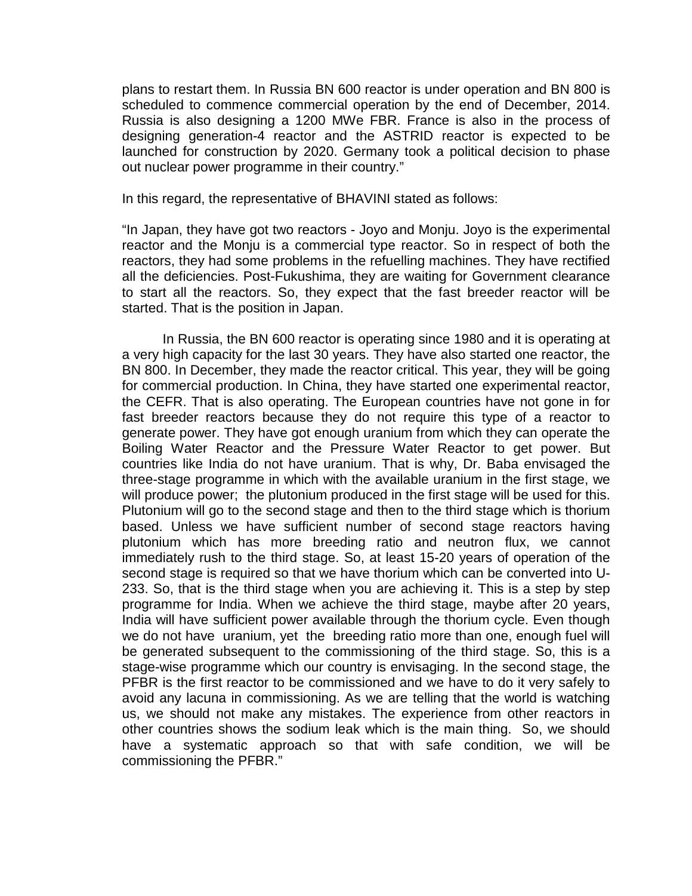plans to restart them. In Russia BN 600 reactor is under operation and BN 800 is scheduled to commence commercial operation by the end of December, 2014. Russia is also designing a 1200 MWe FBR. France is also in the process of designing generation-4 reactor and the ASTRID reactor is expected to be launched for construction by 2020. Germany took a political decision to phase out nuclear power programme in their country."

In this regard, the representative of BHAVINI stated as follows:

"In Japan, they have got two reactors - Joyo and Monju. Joyo is the experimental reactor and the Monju is a commercial type reactor. So in respect of both the reactors, they had some problems in the refuelling machines. They have rectified all the deficiencies. Post-Fukushima, they are waiting for Government clearance to start all the reactors. So, they expect that the fast breeder reactor will be started. That is the position in Japan.

In Russia, the BN 600 reactor is operating since 1980 and it is operating at a very high capacity for the last 30 years. They have also started one reactor, the BN 800. In December, they made the reactor critical. This year, they will be going for commercial production. In China, they have started one experimental reactor, the CEFR. That is also operating. The European countries have not gone in for fast breeder reactors because they do not require this type of a reactor to generate power. They have got enough uranium from which they can operate the Boiling Water Reactor and the Pressure Water Reactor to get power. But countries like India do not have uranium. That is why, Dr. Baba envisaged the three-stage programme in which with the available uranium in the first stage, we will produce power; the plutonium produced in the first stage will be used for this. Plutonium will go to the second stage and then to the third stage which is thorium based. Unless we have sufficient number of second stage reactors having plutonium which has more breeding ratio and neutron flux, we cannot immediately rush to the third stage. So, at least 15-20 years of operation of the second stage is required so that we have thorium which can be converted into U-233. So, that is the third stage when you are achieving it. This is a step by step programme for India. When we achieve the third stage, maybe after 20 years, India will have sufficient power available through the thorium cycle. Even though we do not have uranium, yet the breeding ratio more than one, enough fuel will be generated subsequent to the commissioning of the third stage. So, this is a stage-wise programme which our country is envisaging. In the second stage, the PFBR is the first reactor to be commissioned and we have to do it very safely to avoid any lacuna in commissioning. As we are telling that the world is watching us, we should not make any mistakes. The experience from other reactors in other countries shows the sodium leak which is the main thing. So, we should have a systematic approach so that with safe condition, we will be commissioning the PFBR."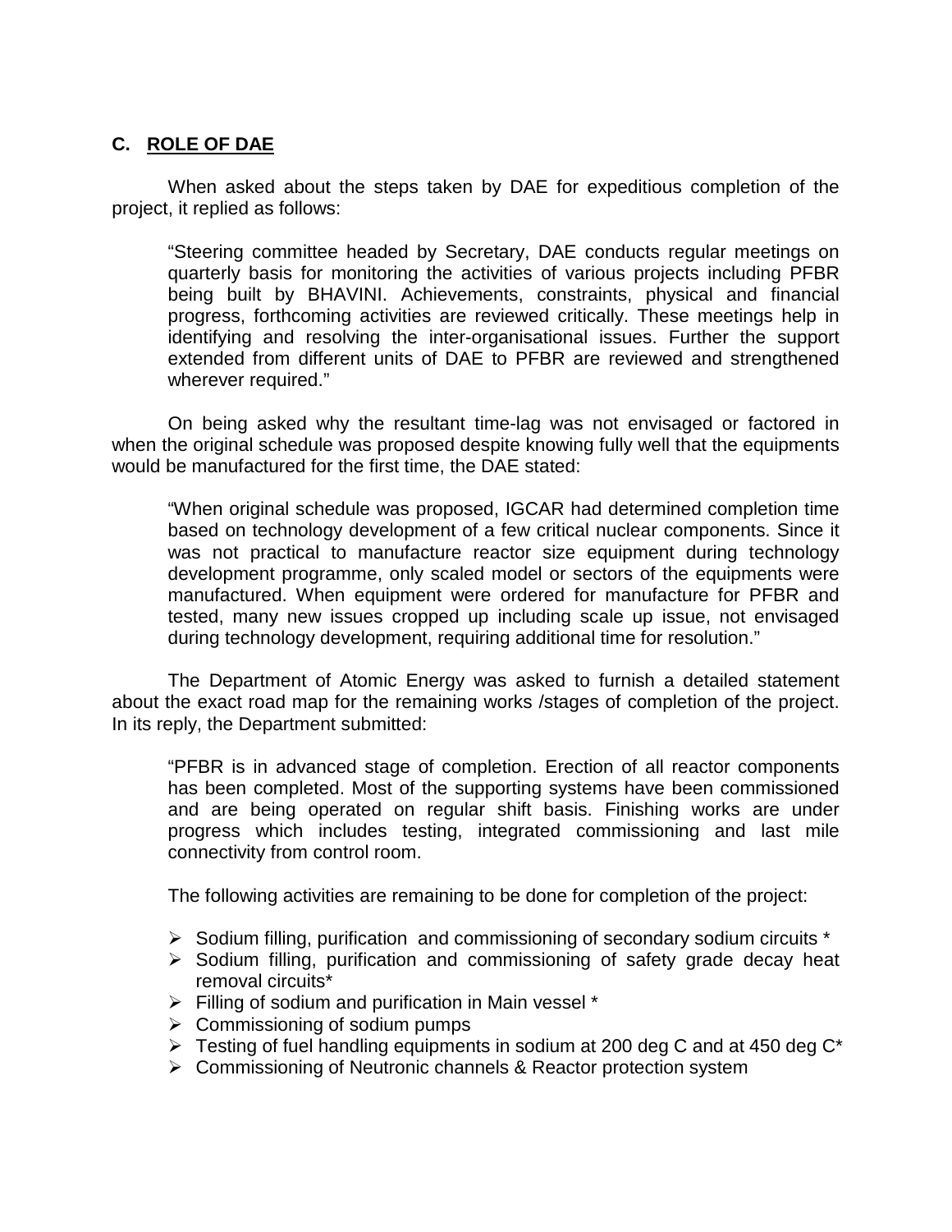## C. ROLE OF DAE

When asked about the steps taken by DAE for expeditious completion of the project, it replied as follows:

> "Steering committee headed by Secretary, DAE conducts regular meetings on quarterly basis for monitoring the activities of various projects including PFBR being built by BHAVINI. Achievements, constraints, physical and financial progress, forthcoming activities are reviewed critically. These meetings help in identifying and resolving the inter-organisational issues. Further the support extended from different units of DAE to PFBR are reviewed and strengthened wherever required."

On being asked why the resultant time-lag was not envisaged or factored in when the original schedule was proposed despite knowing fully well that the equipments would be manufactured for the first time, the DAE stated:

> "When original schedule was proposed, IGCAR had determined completion time based on technology development of a few critical nuclear components. Since it was not practical to manufacture reactor size equipment during technology development programme, only scaled model or sectors of the equipments were manufactured. When equipment were ordered for manufacture for PFBR and tested, many new issues cropped up including scale up issue, not envisaged during technology development, requiring additional time for resolution."

The Department of Atomic Energy was asked to furnish a detailed statement about the exact road map for the remaining works /stages of completion of the project. In its reply, the Department submitted:

> "PFBR is in advanced stage of completion. Erection of all reactor components has been completed. Most of the supporting systems have been commissioned and are being operated on regular shift basis. Finishing works are under progress which includes testing, integrated commissioning and last mile connectivity from control room.
>
> The following activities are remaining to be done for completion of the project:
>
> - Sodium filling, purification and commissioning of secondary sodium circuits *
> - Sodium filling, purification and commissioning of safety grade decay heat removal circuits*
> - Filling of sodium and purification in Main vessel *
> - Commissioning of sodium pumps
> - Testing of fuel handling equipments in sodium at 200 deg C and at 450 deg C*
> - Commissioning of Neutronic channels & Reactor protection system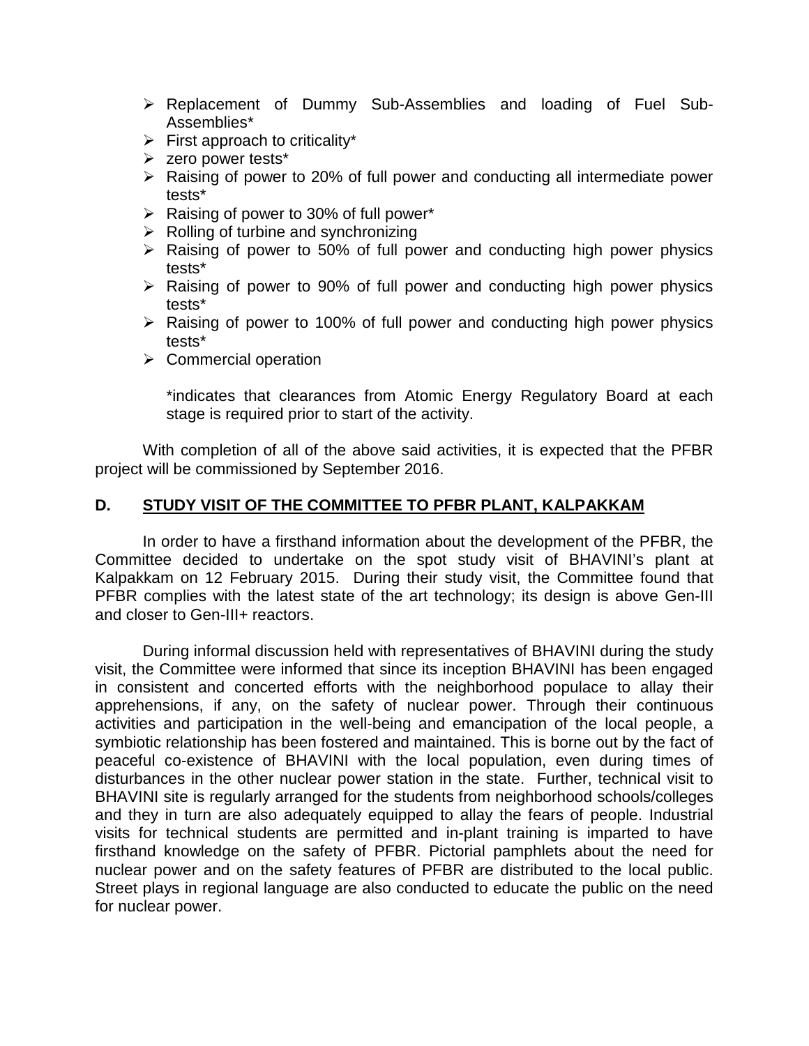- Replacement of Dummy Sub-Assemblies and loading of Fuel Sub-Assemblies*
- First approach to criticality*
- zero power tests*
- Raising of power to 20% of full power and conducting all intermediate power tests*
- Raising of power to 30% of full power*
- Rolling of turbine and synchronizing
- Raising of power to 50% of full power and conducting high power physics tests*
- Raising of power to 90% of full power and conducting high power physics tests*
- Raising of power to 100% of full power and conducting high power physics tests*
- Commercial operation

  *indicates that clearances from Atomic Energy Regulatory Board at each stage is required prior to start of the activity.

With completion of all of the above said activities, it is expected that the PFBR project will be commissioned by September 2016.

## D. STUDY VISIT OF THE COMMITTEE TO PFBR PLANT, KALPAKKAM

In order to have a firsthand information about the development of the PFBR, the Committee decided to undertake on the spot study visit of BHAVINI's plant at Kalpakkam on 12 February 2015. During their study visit, the Committee found that PFBR complies with the latest state of the art technology; its design is above Gen-III and closer to Gen-III+ reactors.

During informal discussion held with representatives of BHAVINI during the study visit, the Committee were informed that since its inception BHAVINI has been engaged in consistent and concerted efforts with the neighborhood populace to allay their apprehensions, if any, on the safety of nuclear power. Through their continuous activities and participation in the well-being and emancipation of the local people, a symbiotic relationship has been fostered and maintained. This is borne out by the fact of peaceful co-existence of BHAVINI with the local population, even during times of disturbances in the other nuclear power station in the state. Further, technical visit to BHAVINI site is regularly arranged for the students from neighborhood schools/colleges and they in turn are also adequately equipped to allay the fears of people. Industrial visits for technical students are permitted and in-plant training is imparted to have firsthand knowledge on the safety of PFBR. Pictorial pamphlets about the need for nuclear power and on the safety features of PFBR are distributed to the local public. Street plays in regional language are also conducted to educate the public on the need for nuclear power.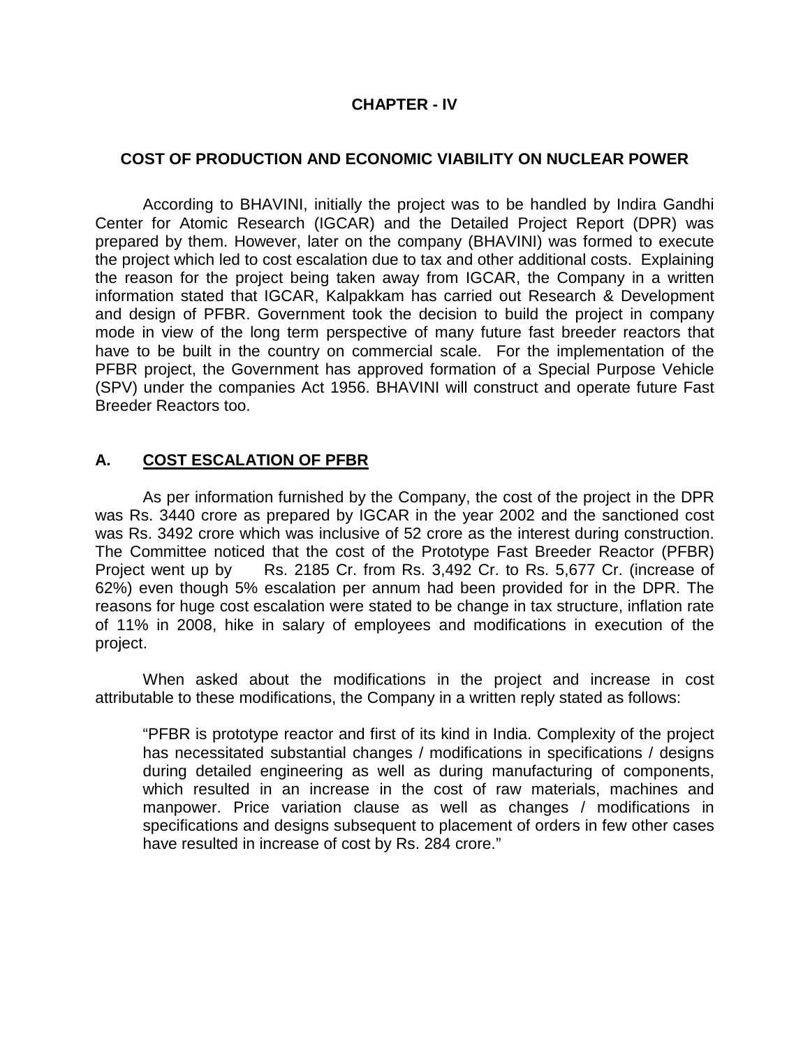# CHAPTER - IV

## COST OF PRODUCTION AND ECONOMIC VIABILITY ON NUCLEAR POWER

According to BHAVINI, initially the project was to be handled by Indira Gandhi Center for Atomic Research (IGCAR) and the Detailed Project Report (DPR) was prepared by them. However, later on the company (BHAVINI) was formed to execute the project which led to cost escalation due to tax and other additional costs. Explaining the reason for the project being taken away from IGCAR, the Company in a written information stated that IGCAR, Kalpakkam has carried out Research & Development and design of PFBR. Government took the decision to build the project in company mode in view of the long term perspective of many future fast breeder reactors that have to be built in the country on commercial scale. For the implementation of the PFBR project, the Government has approved formation of a Special Purpose Vehicle (SPV) under the companies Act 1956. BHAVINI will construct and operate future Fast Breeder Reactors too.

### A. COST ESCALATION OF PFBR

As per information furnished by the Company, the cost of the project in the DPR was Rs. 3440 crore as prepared by IGCAR in the year 2002 and the sanctioned cost was Rs. 3492 crore which was inclusive of 52 crore as the interest during construction. The Committee noticed that the cost of the Prototype Fast Breeder Reactor (PFBR) Project went up by Rs. 2185 Cr. from Rs. 3,492 Cr. to Rs. 5,677 Cr. (increase of 62%) even though 5% escalation per annum had been provided for in the DPR. The reasons for huge cost escalation were stated to be change in tax structure, inflation rate of 11% in 2008, hike in salary of employees and modifications in execution of the project.

When asked about the modifications in the project and increase in cost attributable to these modifications, the Company in a written reply stated as follows:

> "PFBR is prototype reactor and first of its kind in India. Complexity of the project has necessitated substantial changes / modifications in specifications / designs during detailed engineering as well as during manufacturing of components, which resulted in an increase in the cost of raw materials, machines and manpower. Price variation clause as well as changes / modifications in specifications and designs subsequent to placement of orders in few other cases have resulted in increase of cost by Rs. 284 crore."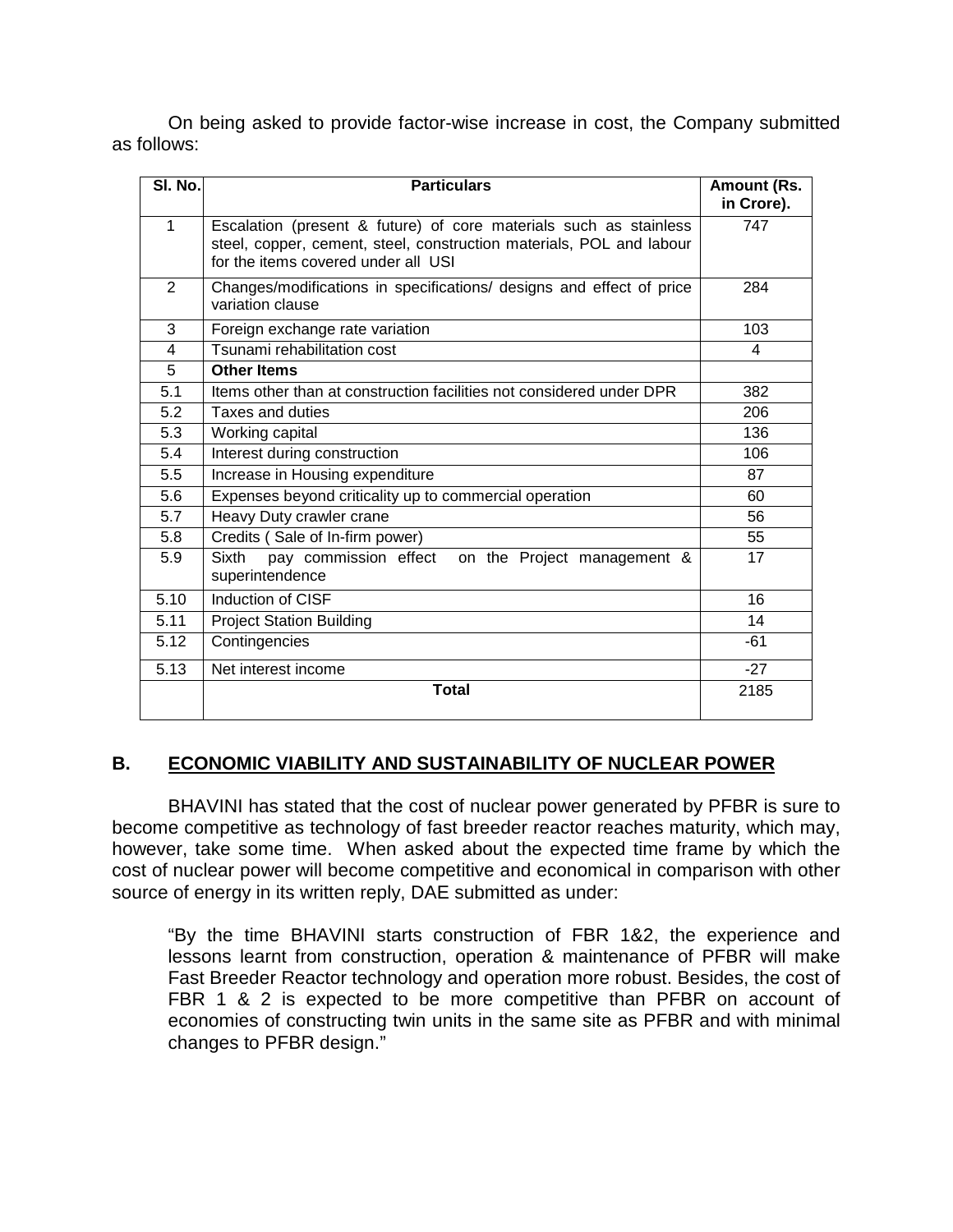On being asked to provide factor-wise increase in cost, the Company submitted as follows:

| Sl. No. | Particulars | Amount (Rs. in Crore). |
|---|---|---|
| 1 | Escalation (present & future) of core materials such as stainless steel, copper, cement, steel, construction materials, POL and labour for the items covered under all USI | 747 |
| 2 | Changes/modifications in specifications/ designs and effect of price variation clause | 284 |
| 3 | Foreign exchange rate variation | 103 |
| 4 | Tsunami rehabilitation cost | 4 |
| 5 | **Other Items** | |
| 5.1 | Items other than at construction facilities not considered under DPR | 382 |
| 5.2 | Taxes and duties | 206 |
| 5.3 | Working capital | 136 |
| 5.4 | Interest during construction | 106 |
| 5.5 | Increase in Housing expenditure | 87 |
| 5.6 | Expenses beyond criticality up to commercial operation | 60 |
| 5.7 | Heavy Duty crawler crane | 56 |
| 5.8 | Credits ( Sale of In-firm power) | 55 |
| 5.9 | Sixth pay commission effect on the Project management & superintendence | 17 |
| 5.10 | Induction of CISF | 16 |
| 5.11 | Project Station Building | 14 |
| 5.12 | Contingencies | -61 |
| 5.13 | Net interest income | -27 |
| | **Total** | 2185 |

## B. ECONOMIC VIABILITY AND SUSTAINABILITY OF NUCLEAR POWER

BHAVINI has stated that the cost of nuclear power generated by PFBR is sure to become competitive as technology of fast breeder reactor reaches maturity, which may, however, take some time. When asked about the expected time frame by which the cost of nuclear power will become competitive and economical in comparison with other source of energy in its written reply, DAE submitted as under:

> "By the time BHAVINI starts construction of FBR 1&2, the experience and lessons learnt from construction, operation & maintenance of PFBR will make Fast Breeder Reactor technology and operation more robust. Besides, the cost of FBR 1 & 2 is expected to be more competitive than PFBR on account of economies of constructing twin units in the same site as PFBR and with minimal changes to PFBR design."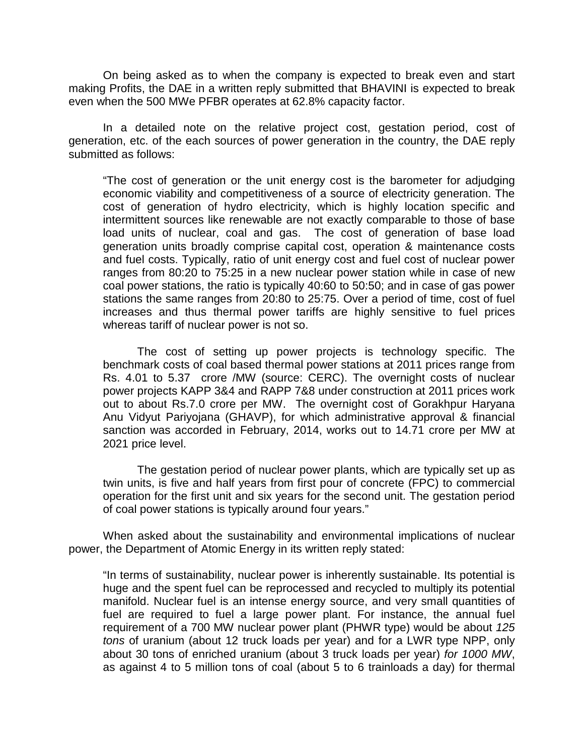On being asked as to when the company is expected to break even and start making Profits, the DAE in a written reply submitted that BHAVINI is expected to break even when the 500 MWe PFBR operates at 62.8% capacity factor.

In a detailed note on the relative project cost, gestation period, cost of generation, etc. of the each sources of power generation in the country, the DAE reply submitted as follows:

> "The cost of generation or the unit energy cost is the barometer for adjudging economic viability and competitiveness of a source of electricity generation. The cost of generation of hydro electricity, which is highly location specific and intermittent sources like renewable are not exactly comparable to those of base load units of nuclear, coal and gas. The cost of generation of base load generation units broadly comprise capital cost, operation & maintenance costs and fuel costs. Typically, ratio of unit energy cost and fuel cost of nuclear power ranges from 80:20 to 75:25 in a new nuclear power station while in case of new coal power stations, the ratio is typically 40:60 to 50:50; and in case of gas power stations the same ranges from 20:80 to 25:75. Over a period of time, cost of fuel increases and thus thermal power tariffs are highly sensitive to fuel prices whereas tariff of nuclear power is not so.
>
> The cost of setting up power projects is technology specific. The benchmark costs of coal based thermal power stations at 2011 prices range from Rs. 4.01 to 5.37 crore /MW (source: CERC). The overnight costs of nuclear power projects KAPP 3&4 and RAPP 7&8 under construction at 2011 prices work out to about Rs.7.0 crore per MW. The overnight cost of Gorakhpur Haryana Anu Vidyut Pariyojana (GHAVP), for which administrative approval & financial sanction was accorded in February, 2014, works out to 14.71 crore per MW at 2021 price level.
>
> The gestation period of nuclear power plants, which are typically set up as twin units, is five and half years from first pour of concrete (FPC) to commercial operation for the first unit and six years for the second unit. The gestation period of coal power stations is typically around four years."

When asked about the sustainability and environmental implications of nuclear power, the Department of Atomic Energy in its written reply stated:

> "In terms of sustainability, nuclear power is inherently sustainable. Its potential is huge and the spent fuel can be reprocessed and recycled to multiply its potential manifold. Nuclear fuel is an intense energy source, and very small quantities of fuel are required to fuel a large power plant. For instance, the annual fuel requirement of a 700 MW nuclear power plant (PHWR type) would be about *125 tons* of uranium (about 12 truck loads per year) and for a LWR type NPP, only about 30 tons of enriched uranium (about 3 truck loads per year) *for 1000 MW*, as against 4 to 5 million tons of coal (about 5 to 6 trainloads a day) for thermal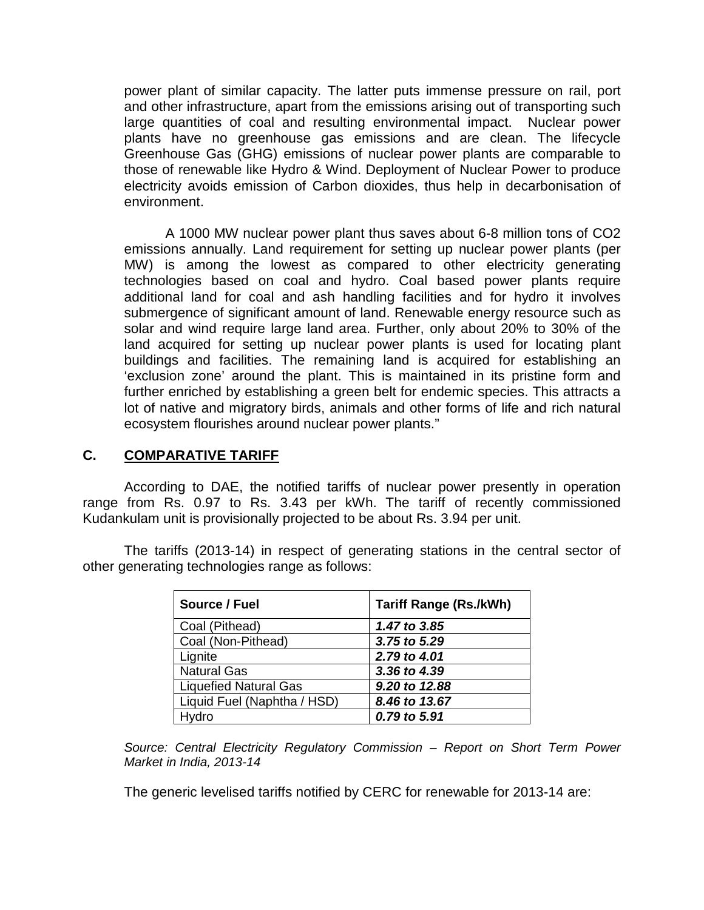power plant of similar capacity. The latter puts immense pressure on rail, port and other infrastructure, apart from the emissions arising out of transporting such large quantities of coal and resulting environmental impact. Nuclear power plants have no greenhouse gas emissions and are clean. The lifecycle Greenhouse Gas (GHG) emissions of nuclear power plants are comparable to those of renewable like Hydro & Wind. Deployment of Nuclear Power to produce electricity avoids emission of Carbon dioxides, thus help in decarbonisation of environment.

A 1000 MW nuclear power plant thus saves about 6-8 million tons of $CO_2$ emissions annually. Land requirement for setting up nuclear power plants (per MW) is among the lowest as compared to other electricity generating technologies based on coal and hydro. Coal based power plants require additional land for coal and ash handling facilities and for hydro it involves submergence of significant amount of land. Renewable energy resource such as solar and wind require large land area. Further, only about 20% to 30% of the land acquired for setting up nuclear power plants is used for locating plant buildings and facilities. The remaining land is acquired for establishing an 'exclusion zone' around the plant. This is maintained in its pristine form and further enriched by establishing a green belt for endemic species. This attracts a lot of native and migratory birds, animals and other forms of life and rich natural ecosystem flourishes around nuclear power plants."

## C. COMPARATIVE TARIFF

According to DAE, the notified tariffs of nuclear power presently in operation range from Rs. 0.97 to Rs. 3.43 per kWh. The tariff of recently commissioned Kudankulam unit is provisionally projected to be about Rs. 3.94 per unit.

The tariffs (2013-14) in respect of generating stations in the central sector of other generating technologies range as follows:

| Source / Fuel | Tariff Range (Rs./kWh) |
|---|---|
| Coal (Pithead) | ***1.47 to 3.85*** |
| Coal (Non-Pithead) | ***3.75 to 5.29*** |
| Lignite | ***2.79 to 4.01*** |
| Natural Gas | ***3.36 to 4.39*** |
| Liquefied Natural Gas | ***9.20 to 12.88*** |
| Liquid Fuel (Naphtha / HSD) | ***8.46 to 13.67*** |
| Hydro | ***0.79 to 5.91*** |

*Source: Central Electricity Regulatory Commission – Report on Short Term Power Market in India, 2013-14*

The generic levelised tariffs notified by CERC for renewable for 2013-14 are: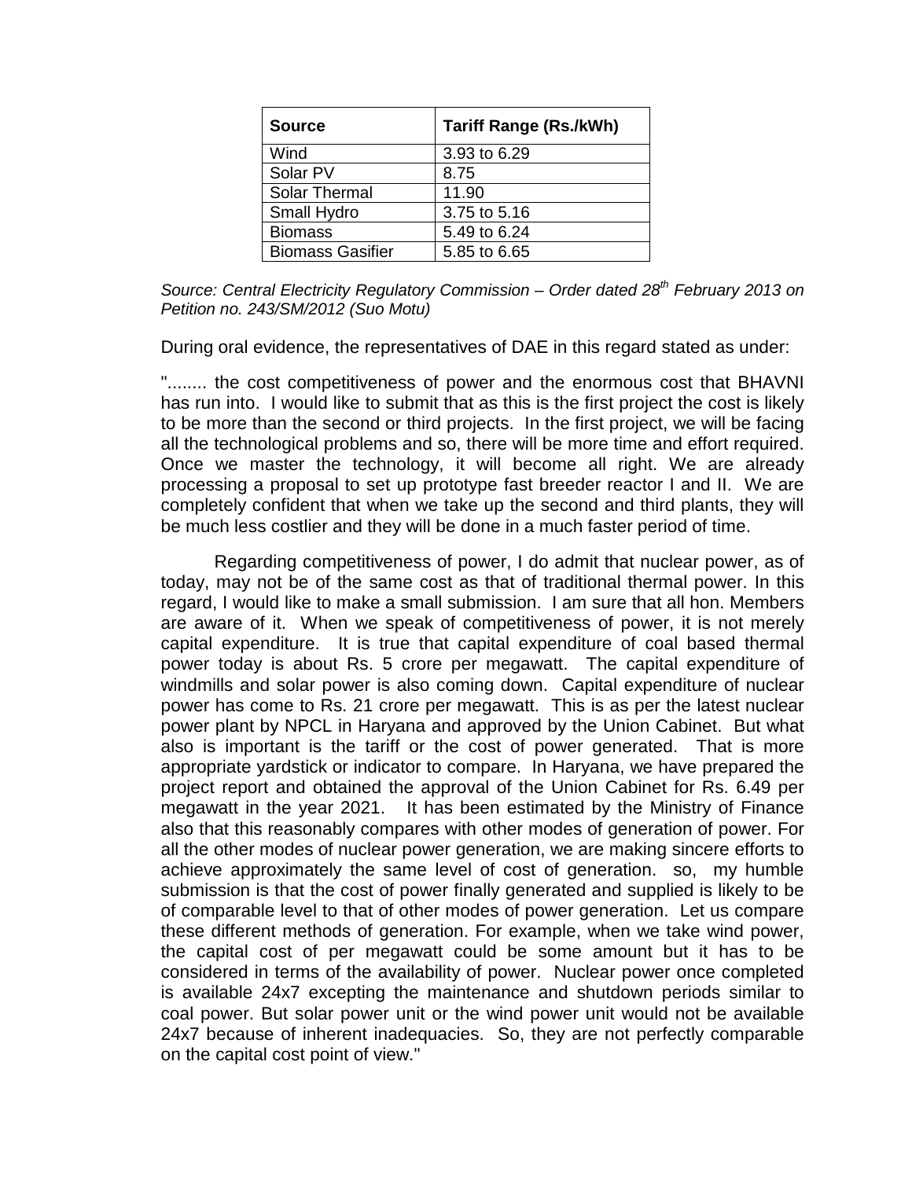| Source | Tariff Range (Rs./kWh) |
|---|---|
| Wind | 3.93 to 6.29 |
| Solar PV | 8.75 |
| Solar Thermal | 11.90 |
| Small Hydro | 3.75 to 5.16 |
| Biomass | 5.49 to 6.24 |
| Biomass Gasifier | 5.85 to 6.65 |

*Source: Central Electricity Regulatory Commission – Order dated 28th February 2013 on Petition no. 243/SM/2012 (Suo Motu)*

During oral evidence, the representatives of DAE in this regard stated as under:

"........ the cost competitiveness of power and the enormous cost that BHAVNI has run into. I would like to submit that as this is the first project the cost is likely to be more than the second or third projects. In the first project, we will be facing all the technological problems and so, there will be more time and effort required. Once we master the technology, it will become all right. We are already processing a proposal to set up prototype fast breeder reactor I and II. We are completely confident that when we take up the second and third plants, they will be much less costlier and they will be done in a much faster period of time.

Regarding competitiveness of power, I do admit that nuclear power, as of today, may not be of the same cost as that of traditional thermal power. In this regard, I would like to make a small submission. I am sure that all hon. Members are aware of it. When we speak of competitiveness of power, it is not merely capital expenditure. It is true that capital expenditure of coal based thermal power today is about Rs. 5 crore per megawatt. The capital expenditure of windmills and solar power is also coming down. Capital expenditure of nuclear power has come to Rs. 21 crore per megawatt. This is as per the latest nuclear power plant by NPCL in Haryana and approved by the Union Cabinet. But what also is important is the tariff or the cost of power generated. That is more appropriate yardstick or indicator to compare. In Haryana, we have prepared the project report and obtained the approval of the Union Cabinet for Rs. 6.49 per megawatt in the year 2021. It has been estimated by the Ministry of Finance also that this reasonably compares with other modes of generation of power. For all the other modes of nuclear power generation, we are making sincere efforts to achieve approximately the same level of cost of generation. so, my humble submission is that the cost of power finally generated and supplied is likely to be of comparable level to that of other modes of power generation. Let us compare these different methods of generation. For example, when we take wind power, the capital cost of per megawatt could be some amount but it has to be considered in terms of the availability of power. Nuclear power once completed is available 24x7 excepting the maintenance and shutdown periods similar to coal power. But solar power unit or the wind power unit would not be available 24x7 because of inherent inadequacies. So, they are not perfectly comparable on the capital cost point of view."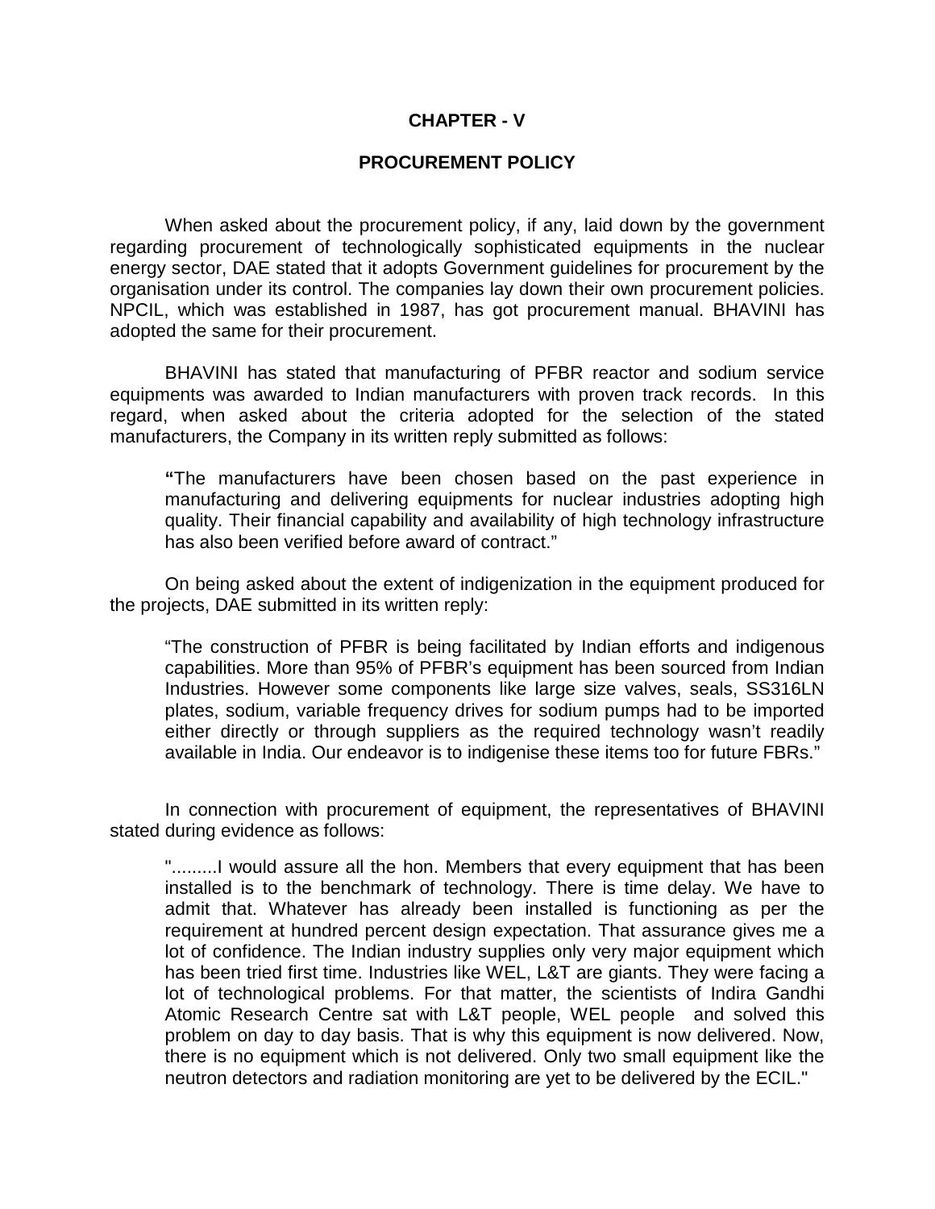# CHAPTER - V

## PROCUREMENT POLICY

When asked about the procurement policy, if any, laid down by the government regarding procurement of technologically sophisticated equipments in the nuclear energy sector, DAE stated that it adopts Government guidelines for procurement by the organisation under its control. The companies lay down their own procurement policies. NPCIL, which was established in 1987, has got procurement manual. BHAVINI has adopted the same for their procurement.

BHAVINI has stated that manufacturing of PFBR reactor and sodium service equipments was awarded to Indian manufacturers with proven track records. In this regard, when asked about the criteria adopted for the selection of the stated manufacturers, the Company in its written reply submitted as follows:

> "The manufacturers have been chosen based on the past experience in manufacturing and delivering equipments for nuclear industries adopting high quality. Their financial capability and availability of high technology infrastructure has also been verified before award of contract."

On being asked about the extent of indigenization in the equipment produced for the projects, DAE submitted in its written reply:

> "The construction of PFBR is being facilitated by Indian efforts and indigenous capabilities. More than 95% of PFBR's equipment has been sourced from Indian Industries. However some components like large size valves, seals, SS316LN plates, sodium, variable frequency drives for sodium pumps had to be imported either directly or through suppliers as the required technology wasn't readily available in India. Our endeavor is to indigenise these items too for future FBRs."

In connection with procurement of equipment, the representatives of BHAVINI stated during evidence as follows:

> ".........I would assure all the hon. Members that every equipment that has been installed is to the benchmark of technology. There is time delay. We have to admit that. Whatever has already been installed is functioning as per the requirement at hundred percent design expectation. That assurance gives me a lot of confidence. The Indian industry supplies only very major equipment which has been tried first time. Industries like WEL, L&T are giants. They were facing a lot of technological problems. For that matter, the scientists of Indira Gandhi Atomic Research Centre sat with L&T people, WEL people and solved this problem on day to day basis. That is why this equipment is now delivered. Now, there is no equipment which is not delivered. Only two small equipment like the neutron detectors and radiation monitoring are yet to be delivered by the ECIL."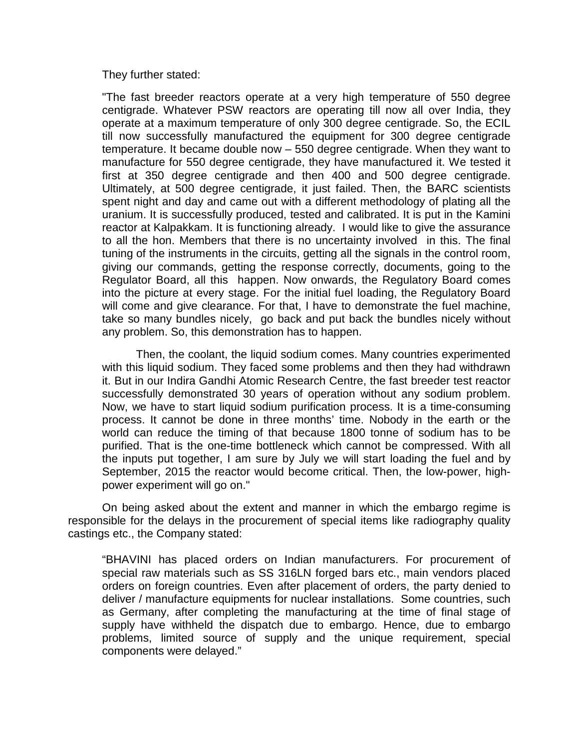They further stated:

"The fast breeder reactors operate at a very high temperature of 550 degree centigrade. Whatever PSW reactors are operating till now all over India, they operate at a maximum temperature of only 300 degree centigrade. So, the ECIL till now successfully manufactured the equipment for 300 degree centigrade temperature. It became double now – 550 degree centigrade. When they want to manufacture for 550 degree centigrade, they have manufactured it. We tested it first at 350 degree centigrade and then 400 and 500 degree centigrade. Ultimately, at 500 degree centigrade, it just failed. Then, the BARC scientists spent night and day and came out with a different methodology of plating all the uranium. It is successfully produced, tested and calibrated. It is put in the Kamini reactor at Kalpakkam. It is functioning already. I would like to give the assurance to all the hon. Members that there is no uncertainty involved in this. The final tuning of the instruments in the circuits, getting all the signals in the control room, giving our commands, getting the response correctly, documents, going to the Regulator Board, all this happen. Now onwards, the Regulatory Board comes into the picture at every stage. For the initial fuel loading, the Regulatory Board will come and give clearance. For that, I have to demonstrate the fuel machine, take so many bundles nicely, go back and put back the bundles nicely without any problem. So, this demonstration has to happen.

Then, the coolant, the liquid sodium comes. Many countries experimented with this liquid sodium. They faced some problems and then they had withdrawn it. But in our Indira Gandhi Atomic Research Centre, the fast breeder test reactor successfully demonstrated 30 years of operation without any sodium problem. Now, we have to start liquid sodium purification process. It is a time-consuming process. It cannot be done in three months' time. Nobody in the earth or the world can reduce the timing of that because 1800 tonne of sodium has to be purified. That is the one-time bottleneck which cannot be compressed. With all the inputs put together, I am sure by July we will start loading the fuel and by September, 2015 the reactor would become critical. Then, the low-power, high-power experiment will go on."

On being asked about the extent and manner in which the embargo regime is responsible for the delays in the procurement of special items like radiography quality castings etc., the Company stated:

"BHAVINI has placed orders on Indian manufacturers. For procurement of special raw materials such as SS 316LN forged bars etc., main vendors placed orders on foreign countries. Even after placement of orders, the party denied to deliver / manufacture equipments for nuclear installations. Some countries, such as Germany, after completing the manufacturing at the time of final stage of supply have withheld the dispatch due to embargo. Hence, due to embargo problems, limited source of supply and the unique requirement, special components were delayed."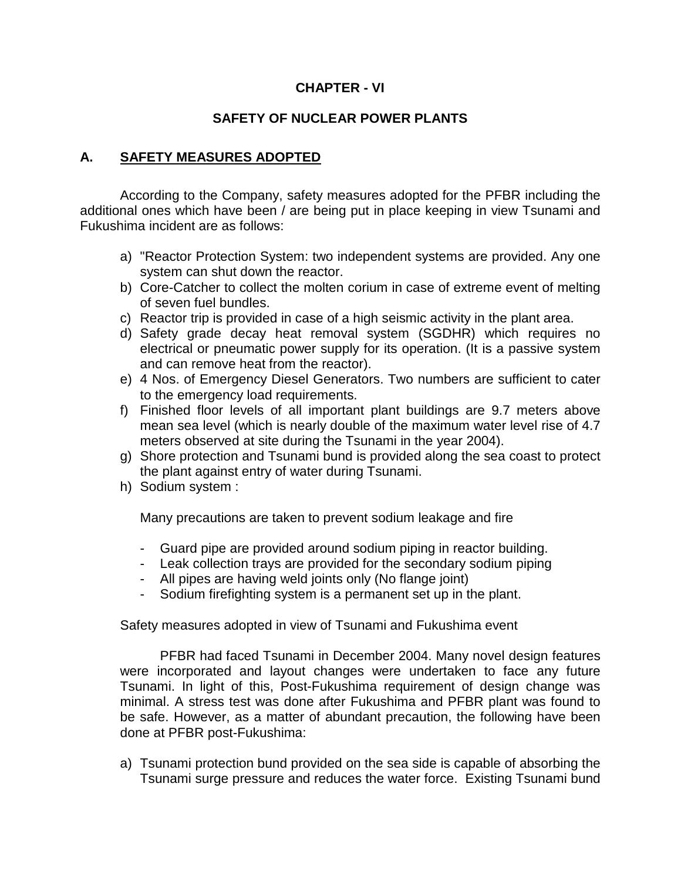# CHAPTER - VI

## SAFETY OF NUCLEAR POWER PLANTS

### A. SAFETY MEASURES ADOPTED

According to the Company, safety measures adopted for the PFBR including the additional ones which have been / are being put in place keeping in view Tsunami and Fukushima incident are as follows:

a) "Reactor Protection System: two independent systems are provided. Any one system can shut down the reactor.
b) Core-Catcher to collect the molten corium in case of extreme event of melting of seven fuel bundles.
c) Reactor trip is provided in case of a high seismic activity in the plant area.
d) Safety grade decay heat removal system (SGDHR) which requires no electrical or pneumatic power supply for its operation. (It is a passive system and can remove heat from the reactor).
e) 4 Nos. of Emergency Diesel Generators. Two numbers are sufficient to cater to the emergency load requirements.
f) Finished floor levels of all important plant buildings are 9.7 meters above mean sea level (which is nearly double of the maximum water level rise of 4.7 meters observed at site during the Tsunami in the year 2004).
g) Shore protection and Tsunami bund is provided along the sea coast to protect the plant against entry of water during Tsunami.
h) Sodium system :

   Many precautions are taken to prevent sodium leakage and fire

   - Guard pipe are provided around sodium piping in reactor building.
   - Leak collection trays are provided for the secondary sodium piping
   - All pipes are having weld joints only (No flange joint)
   - Sodium firefighting system is a permanent set up in the plant.

Safety measures adopted in view of Tsunami and Fukushima event

PFBR had faced Tsunami in December 2004. Many novel design features were incorporated and layout changes were undertaken to face any future Tsunami. In light of this, Post-Fukushima requirement of design change was minimal. A stress test was done after Fukushima and PFBR plant was found to be safe. However, as a matter of abundant precaution, the following have been done at PFBR post-Fukushima:

a) Tsunami protection bund provided on the sea side is capable of absorbing the Tsunami surge pressure and reduces the water force. Existing Tsunami bund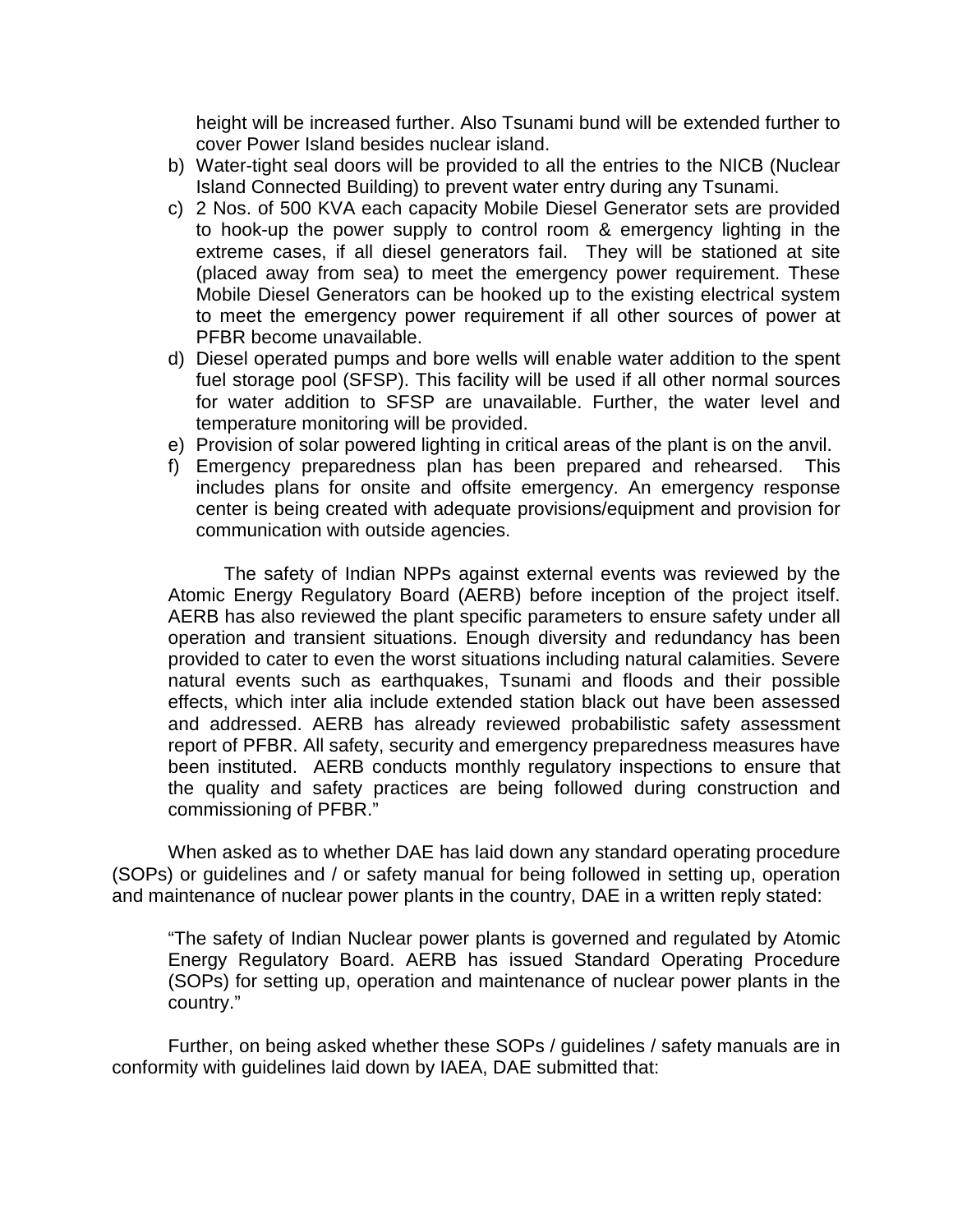height will be increased further. Also Tsunami bund will be extended further to cover Power Island besides nuclear island.

b) Water-tight seal doors will be provided to all the entries to the NICB (Nuclear Island Connected Building) to prevent water entry during any Tsunami.

c) 2 Nos. of 500 KVA each capacity Mobile Diesel Generator sets are provided to hook-up the power supply to control room & emergency lighting in the extreme cases, if all diesel generators fail. They will be stationed at site (placed away from sea) to meet the emergency power requirement. These Mobile Diesel Generators can be hooked up to the existing electrical system to meet the emergency power requirement if all other sources of power at PFBR become unavailable.

d) Diesel operated pumps and bore wells will enable water addition to the spent fuel storage pool (SFSP). This facility will be used if all other normal sources for water addition to SFSP are unavailable. Further, the water level and temperature monitoring will be provided.

e) Provision of solar powered lighting in critical areas of the plant is on the anvil.

f) Emergency preparedness plan has been prepared and rehearsed. This includes plans for onsite and offsite emergency. An emergency response center is being created with adequate provisions/equipment and provision for communication with outside agencies.

The safety of Indian NPPs against external events was reviewed by the Atomic Energy Regulatory Board (AERB) before inception of the project itself. AERB has also reviewed the plant specific parameters to ensure safety under all operation and transient situations. Enough diversity and redundancy has been provided to cater to even the worst situations including natural calamities. Severe natural events such as earthquakes, Tsunami and floods and their possible effects, which inter alia include extended station black out have been assessed and addressed. AERB has already reviewed probabilistic safety assessment report of PFBR. All safety, security and emergency preparedness measures have been instituted. AERB conducts monthly regulatory inspections to ensure that the quality and safety practices are being followed during construction and commissioning of PFBR."

When asked as to whether DAE has laid down any standard operating procedure (SOPs) or guidelines and / or safety manual for being followed in setting up, operation and maintenance of nuclear power plants in the country, DAE in a written reply stated:

"The safety of Indian Nuclear power plants is governed and regulated by Atomic Energy Regulatory Board. AERB has issued Standard Operating Procedure (SOPs) for setting up, operation and maintenance of nuclear power plants in the country."

Further, on being asked whether these SOPs / guidelines / safety manuals are in conformity with guidelines laid down by IAEA, DAE submitted that: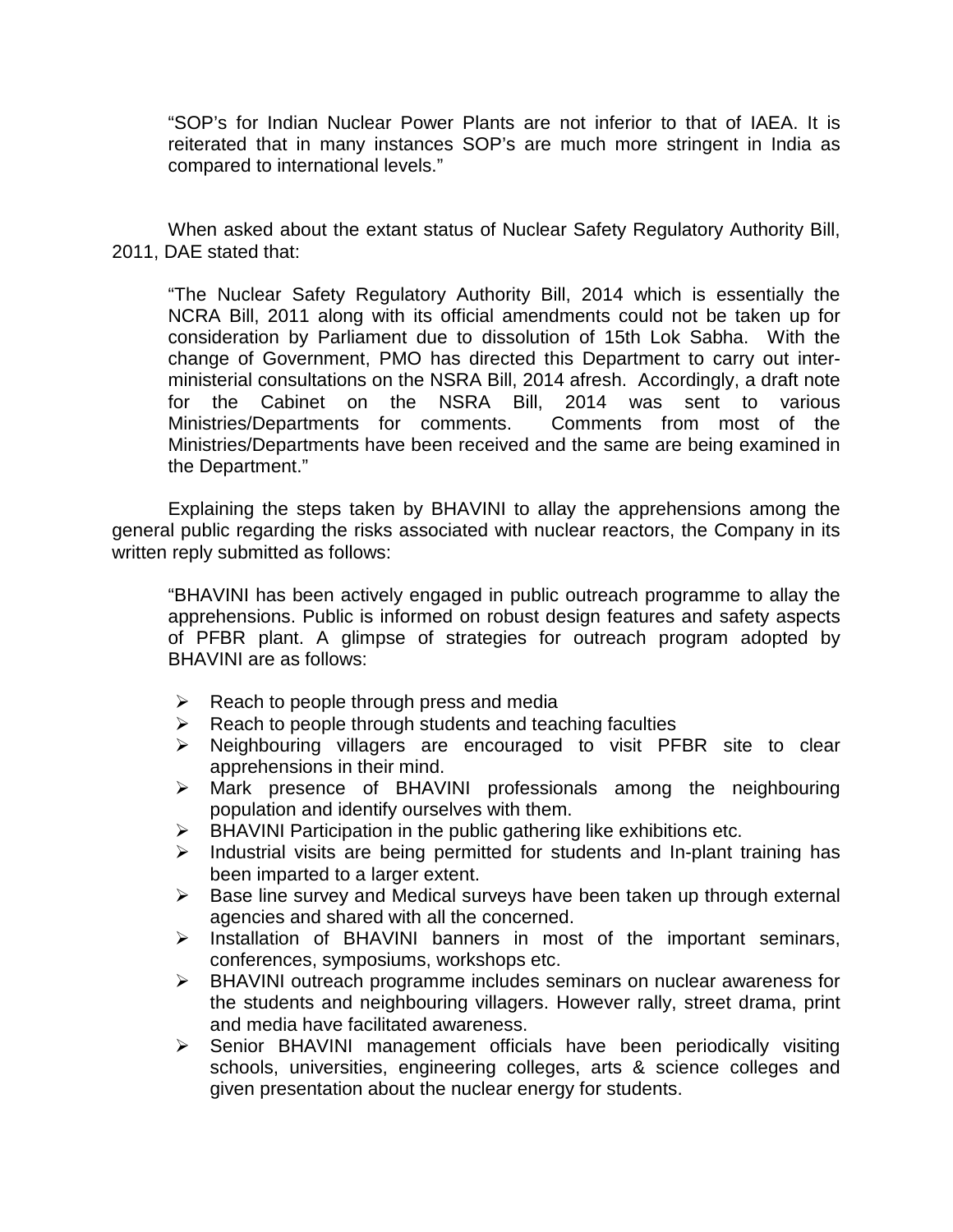"SOP's for Indian Nuclear Power Plants are not inferior to that of IAEA. It is reiterated that in many instances SOP's are much more stringent in India as compared to international levels."

When asked about the extant status of Nuclear Safety Regulatory Authority Bill, 2011, DAE stated that:

"The Nuclear Safety Regulatory Authority Bill, 2014 which is essentially the NCRA Bill, 2011 along with its official amendments could not be taken up for consideration by Parliament due to dissolution of 15th Lok Sabha. With the change of Government, PMO has directed this Department to carry out inter-ministerial consultations on the NSRA Bill, 2014 afresh. Accordingly, a draft note for the Cabinet on the NSRA Bill, 2014 was sent to various Ministries/Departments for comments. Comments from most of the Ministries/Departments have been received and the same are being examined in the Department."

Explaining the steps taken by BHAVINI to allay the apprehensions among the general public regarding the risks associated with nuclear reactors, the Company in its written reply submitted as follows:

"BHAVINI has been actively engaged in public outreach programme to allay the apprehensions. Public is informed on robust design features and safety aspects of PFBR plant. A glimpse of strategies for outreach program adopted by BHAVINI are as follows:

- Reach to people through press and media
- Reach to people through students and teaching faculties
- Neighbouring villagers are encouraged to visit PFBR site to clear apprehensions in their mind.
- Mark presence of BHAVINI professionals among the neighbouring population and identify ourselves with them.
- BHAVINI Participation in the public gathering like exhibitions etc.
- Industrial visits are being permitted for students and In-plant training has been imparted to a larger extent.
- Base line survey and Medical surveys have been taken up through external agencies and shared with all the concerned.
- Installation of BHAVINI banners in most of the important seminars, conferences, symposiums, workshops etc.
- BHAVINI outreach programme includes seminars on nuclear awareness for the students and neighbouring villagers. However rally, street drama, print and media have facilitated awareness.
- Senior BHAVINI management officials have been periodically visiting schools, universities, engineering colleges, arts & science colleges and given presentation about the nuclear energy for students.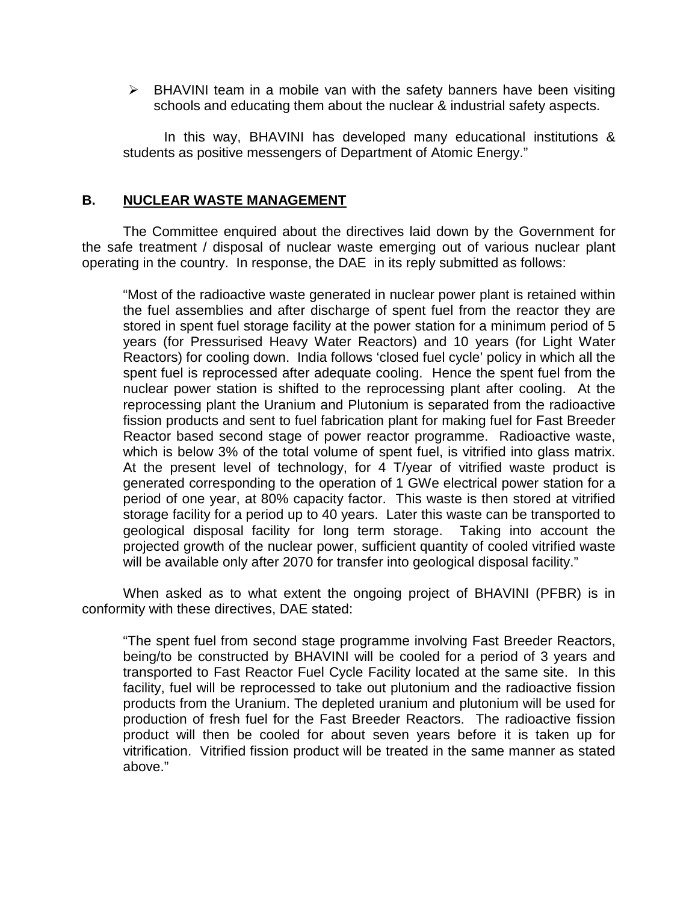- BHAVINI team in a mobile van with the safety banners have been visiting schools and educating them about the nuclear & industrial safety aspects.

In this way, BHAVINI has developed many educational institutions & students as positive messengers of Department of Atomic Energy."

## B. NUCLEAR WASTE MANAGEMENT

The Committee enquired about the directives laid down by the Government for the safe treatment / disposal of nuclear waste emerging out of various nuclear plant operating in the country. In response, the DAE in its reply submitted as follows:

> "Most of the radioactive waste generated in nuclear power plant is retained within the fuel assemblies and after discharge of spent fuel from the reactor they are stored in spent fuel storage facility at the power station for a minimum period of 5 years (for Pressurised Heavy Water Reactors) and 10 years (for Light Water Reactors) for cooling down. India follows 'closed fuel cycle' policy in which all the spent fuel is reprocessed after adequate cooling. Hence the spent fuel from the nuclear power station is shifted to the reprocessing plant after cooling. At the reprocessing plant the Uranium and Plutonium is separated from the radioactive fission products and sent to fuel fabrication plant for making fuel for Fast Breeder Reactor based second stage of power reactor programme. Radioactive waste, which is below 3% of the total volume of spent fuel, is vitrified into glass matrix. At the present level of technology, for 4 T/year of vitrified waste product is generated corresponding to the operation of 1 GWe electrical power station for a period of one year, at 80% capacity factor. This waste is then stored at vitrified storage facility for a period up to 40 years. Later this waste can be transported to geological disposal facility for long term storage. Taking into account the projected growth of the nuclear power, sufficient quantity of cooled vitrified waste will be available only after 2070 for transfer into geological disposal facility."

When asked as to what extent the ongoing project of BHAVINI (PFBR) is in conformity with these directives, DAE stated:

> "The spent fuel from second stage programme involving Fast Breeder Reactors, being/to be constructed by BHAVINI will be cooled for a period of 3 years and transported to Fast Reactor Fuel Cycle Facility located at the same site. In this facility, fuel will be reprocessed to take out plutonium and the radioactive fission products from the Uranium. The depleted uranium and plutonium will be used for production of fresh fuel for the Fast Breeder Reactors. The radioactive fission product will then be cooled for about seven years before it is taken up for vitrification. Vitrified fission product will be treated in the same manner as stated above."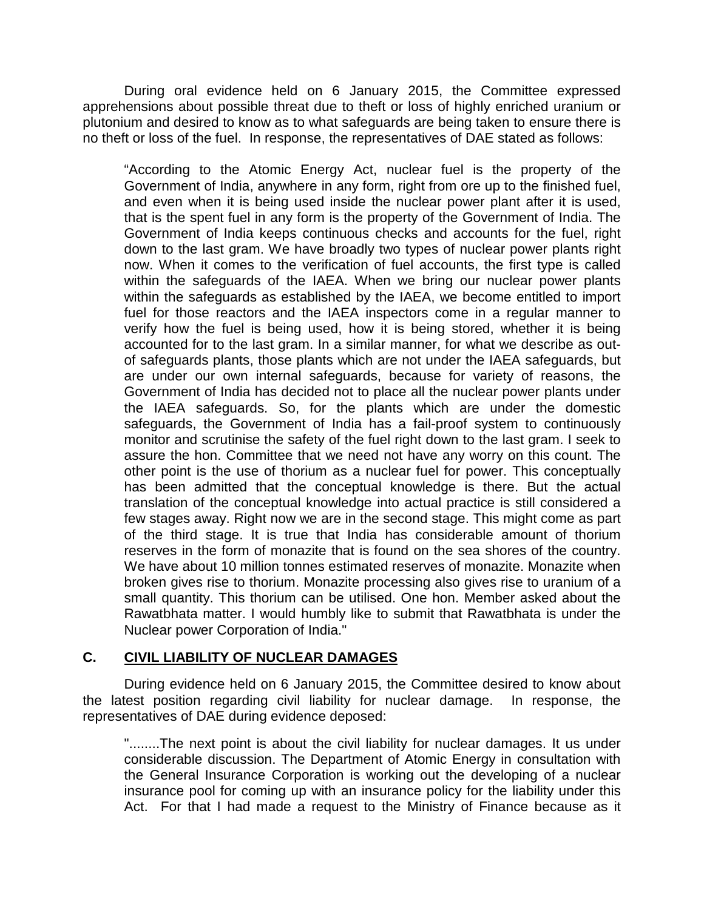During oral evidence held on 6 January 2015, the Committee expressed apprehensions about possible threat due to theft or loss of highly enriched uranium or plutonium and desired to know as to what safeguards are being taken to ensure there is no theft or loss of the fuel. In response, the representatives of DAE stated as follows:

> "According to the Atomic Energy Act, nuclear fuel is the property of the Government of India, anywhere in any form, right from ore up to the finished fuel, and even when it is being used inside the nuclear power plant after it is used, that is the spent fuel in any form is the property of the Government of India. The Government of India keeps continuous checks and accounts for the fuel, right down to the last gram. We have broadly two types of nuclear power plants right now. When it comes to the verification of fuel accounts, the first type is called within the safeguards of the IAEA. When we bring our nuclear power plants within the safeguards as established by the IAEA, we become entitled to import fuel for those reactors and the IAEA inspectors come in a regular manner to verify how the fuel is being used, how it is being stored, whether it is being accounted for to the last gram. In a similar manner, for what we describe as out-of safeguards plants, those plants which are not under the IAEA safeguards, but are under our own internal safeguards, because for variety of reasons, the Government of India has decided not to place all the nuclear power plants under the IAEA safeguards. So, for the plants which are under the domestic safeguards, the Government of India has a fail-proof system to continuously monitor and scrutinise the safety of the fuel right down to the last gram. I seek to assure the hon. Committee that we need not have any worry on this count. The other point is the use of thorium as a nuclear fuel for power. This conceptually has been admitted that the conceptual knowledge is there. But the actual translation of the conceptual knowledge into actual practice is still considered a few stages away. Right now we are in the second stage. This might come as part of the third stage. It is true that India has considerable amount of thorium reserves in the form of monazite that is found on the sea shores of the country. We have about 10 million tonnes estimated reserves of monazite. Monazite when broken gives rise to thorium. Monazite processing also gives rise to uranium of a small quantity. This thorium can be utilised. One hon. Member asked about the Rawatbhata matter. I would humbly like to submit that Rawatbhata is under the Nuclear power Corporation of India."

## C. CIVIL LIABILITY OF NUCLEAR DAMAGES

During evidence held on 6 January 2015, the Committee desired to know about the latest position regarding civil liability for nuclear damage. In response, the representatives of DAE during evidence deposed:

> "........The next point is about the civil liability for nuclear damages. It us under considerable discussion. The Department of Atomic Energy in consultation with the General Insurance Corporation is working out the developing of a nuclear insurance pool for coming up with an insurance policy for the liability under this Act. For that I had made a request to the Ministry of Finance because as it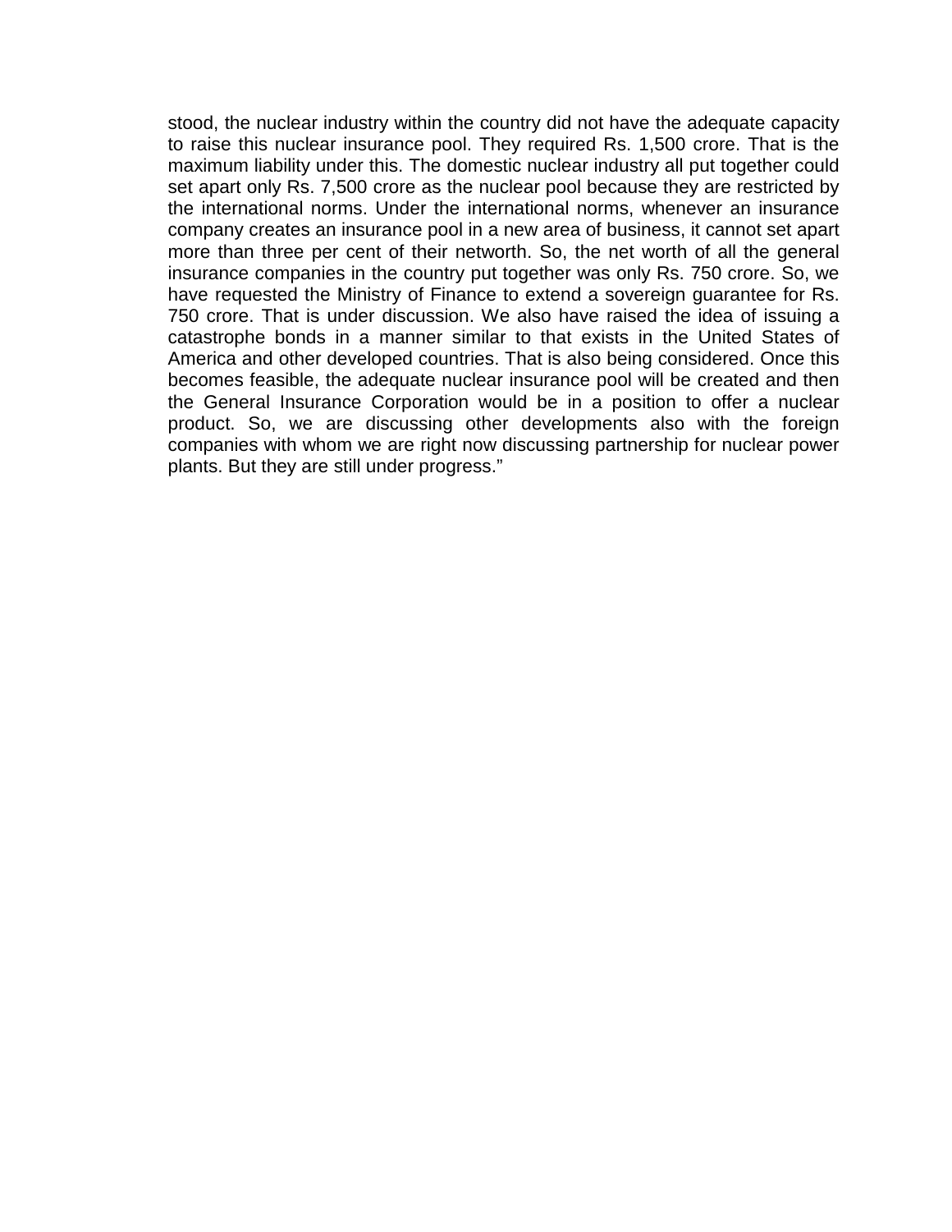stood, the nuclear industry within the country did not have the adequate capacity to raise this nuclear insurance pool. They required Rs. 1,500 crore. That is the maximum liability under this. The domestic nuclear industry all put together could set apart only Rs. 7,500 crore as the nuclear pool because they are restricted by the international norms. Under the international norms, whenever an insurance company creates an insurance pool in a new area of business, it cannot set apart more than three per cent of their networth. So, the net worth of all the general insurance companies in the country put together was only Rs. 750 crore. So, we have requested the Ministry of Finance to extend a sovereign guarantee for Rs. 750 crore. That is under discussion. We also have raised the idea of issuing a catastrophe bonds in a manner similar to that exists in the United States of America and other developed countries. That is also being considered. Once this becomes feasible, the adequate nuclear insurance pool will be created and then the General Insurance Corporation would be in a position to offer a nuclear product. So, we are discussing other developments also with the foreign companies with whom we are right now discussing partnership for nuclear power plants. But they are still under progress."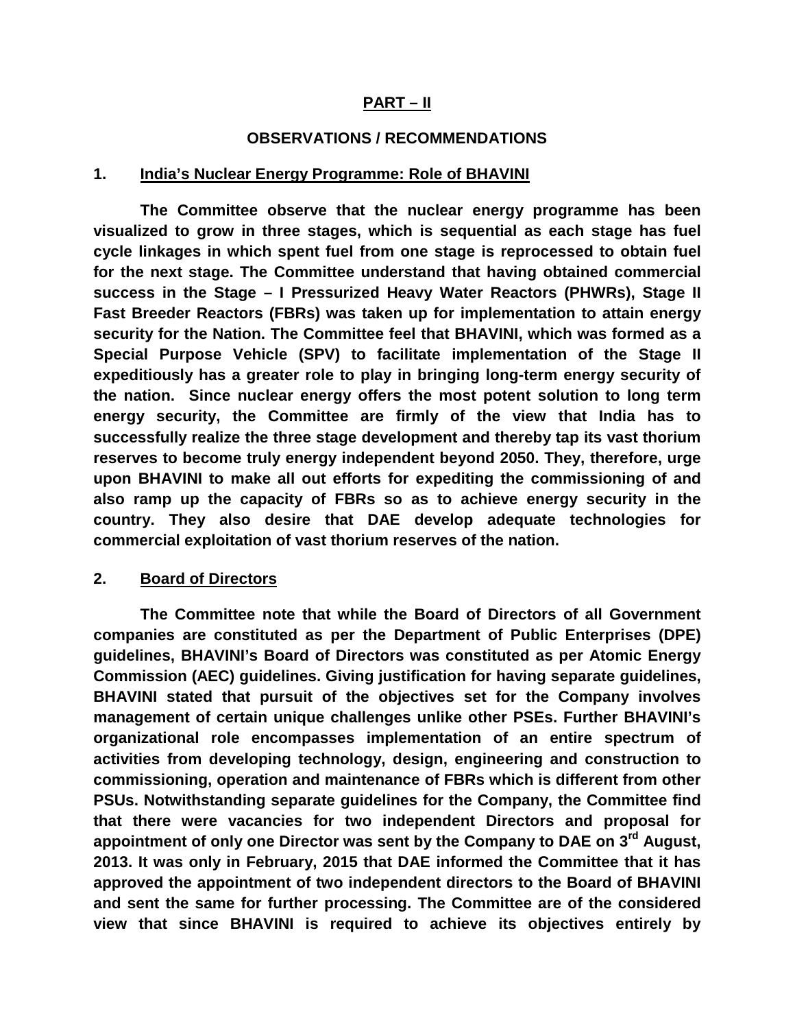## PART – II

### OBSERVATIONS / RECOMMENDATIONS

### 1. India's Nuclear Energy Programme: Role of BHAVINI

**The Committee observe that the nuclear energy programme has been visualized to grow in three stages, which is sequential as each stage has fuel cycle linkages in which spent fuel from one stage is reprocessed to obtain fuel for the next stage. The Committee understand that having obtained commercial success in the Stage – I Pressurized Heavy Water Reactors (PHWRs), Stage II Fast Breeder Reactors (FBRs) was taken up for implementation to attain energy security for the Nation. The Committee feel that BHAVINI, which was formed as a Special Purpose Vehicle (SPV) to facilitate implementation of the Stage II expeditiously has a greater role to play in bringing long-term energy security of the nation. Since nuclear energy offers the most potent solution to long term energy security, the Committee are firmly of the view that India has to successfully realize the three stage development and thereby tap its vast thorium reserves to become truly energy independent beyond 2050. They, therefore, urge upon BHAVINI to make all out efforts for expediting the commissioning of and also ramp up the capacity of FBRs so as to achieve energy security in the country. They also desire that DAE develop adequate technologies for commercial exploitation of vast thorium reserves of the nation.**

### 2. Board of Directors

**The Committee note that while the Board of Directors of all Government companies are constituted as per the Department of Public Enterprises (DPE) guidelines, BHAVINI's Board of Directors was constituted as per Atomic Energy Commission (AEC) guidelines. Giving justification for having separate guidelines, BHAVINI stated that pursuit of the objectives set for the Company involves management of certain unique challenges unlike other PSEs. Further BHAVINI's organizational role encompasses implementation of an entire spectrum of activities from developing technology, design, engineering and construction to commissioning, operation and maintenance of FBRs which is different from other PSUs. Notwithstanding separate guidelines for the Company, the Committee find that there were vacancies for two independent Directors and proposal for appointment of only one Director was sent by the Company to DAE on 3rd August, 2013. It was only in February, 2015 that DAE informed the Committee that it has approved the appointment of two independent directors to the Board of BHAVINI and sent the same for further processing. The Committee are of the considered view that since BHAVINI is required to achieve its objectives entirely by**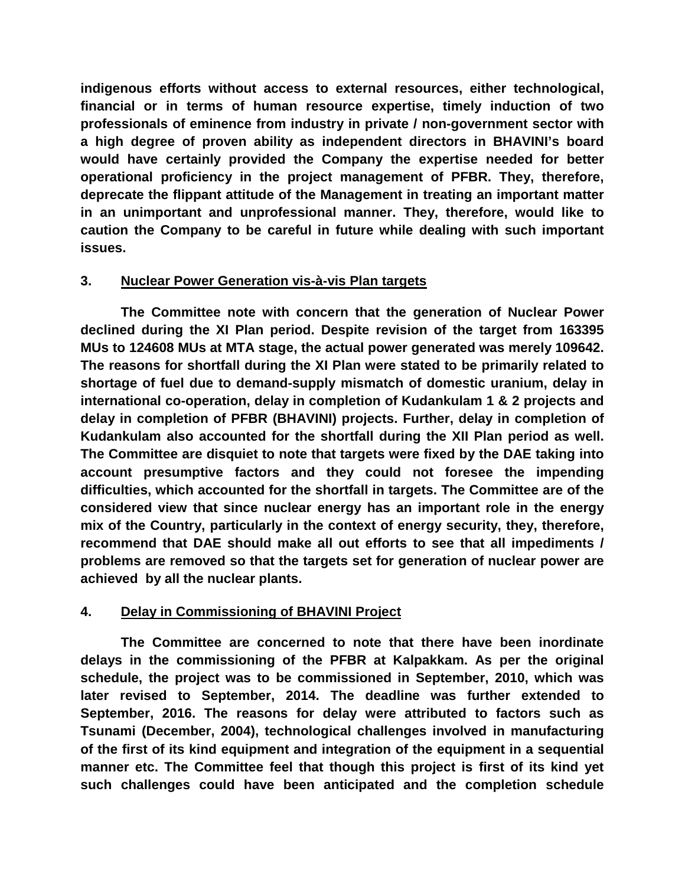**indigenous efforts without access to external resources, either technological, financial or in terms of human resource expertise, timely induction of two professionals of eminence from industry in private / non-government sector with a high degree of proven ability as independent directors in BHAVINI's board would have certainly provided the Company the expertise needed for better operational proficiency in the project management of PFBR. They, therefore, deprecate the flippant attitude of the Management in treating an important matter in an unimportant and unprofessional manner. They, therefore, would like to caution the Company to be careful in future while dealing with such important issues.**

## 3. Nuclear Power Generation vis-à-vis Plan targets

**The Committee note with concern that the generation of Nuclear Power declined during the XI Plan period. Despite revision of the target from 163395 MUs to 124608 MUs at MTA stage, the actual power generated was merely 109642. The reasons for shortfall during the XI Plan were stated to be primarily related to shortage of fuel due to demand-supply mismatch of domestic uranium, delay in international co-operation, delay in completion of Kudankulam 1 & 2 projects and delay in completion of PFBR (BHAVINI) projects. Further, delay in completion of Kudankulam also accounted for the shortfall during the XII Plan period as well. The Committee are disquiet to note that targets were fixed by the DAE taking into account presumptive factors and they could not foresee the impending difficulties, which accounted for the shortfall in targets. The Committee are of the considered view that since nuclear energy has an important role in the energy mix of the Country, particularly in the context of energy security, they, therefore, recommend that DAE should make all out efforts to see that all impediments / problems are removed so that the targets set for generation of nuclear power are achieved by all the nuclear plants.**

## 4. Delay in Commissioning of BHAVINI Project

**The Committee are concerned to note that there have been inordinate delays in the commissioning of the PFBR at Kalpakkam. As per the original schedule, the project was to be commissioned in September, 2010, which was later revised to September, 2014. The deadline was further extended to September, 2016. The reasons for delay were attributed to factors such as Tsunami (December, 2004), technological challenges involved in manufacturing of the first of its kind equipment and integration of the equipment in a sequential manner etc. The Committee feel that though this project is first of its kind yet such challenges could have been anticipated and the completion schedule**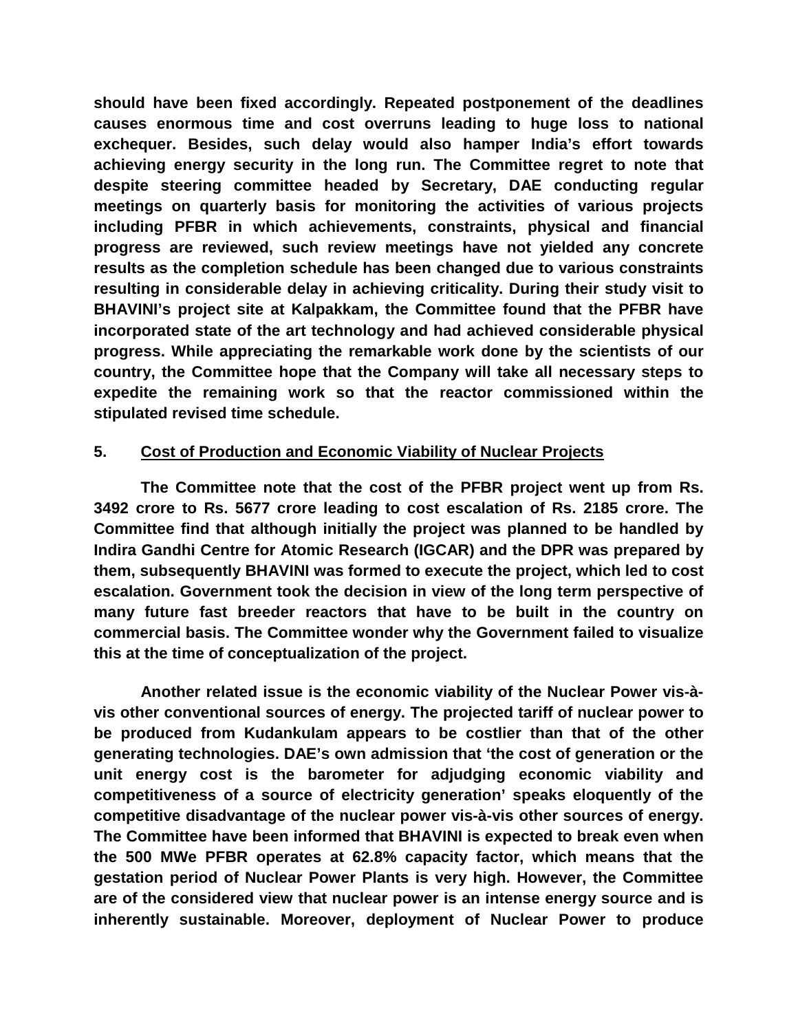**should have been fixed accordingly. Repeated postponement of the deadlines causes enormous time and cost overruns leading to huge loss to national exchequer. Besides, such delay would also hamper India's effort towards achieving energy security in the long run. The Committee regret to note that despite steering committee headed by Secretary, DAE conducting regular meetings on quarterly basis for monitoring the activities of various projects including PFBR in which achievements, constraints, physical and financial progress are reviewed, such review meetings have not yielded any concrete results as the completion schedule has been changed due to various constraints resulting in considerable delay in achieving criticality. During their study visit to BHAVINI's project site at Kalpakkam, the Committee found that the PFBR have incorporated state of the art technology and had achieved considerable physical progress. While appreciating the remarkable work done by the scientists of our country, the Committee hope that the Company will take all necessary steps to expedite the remaining work so that the reactor commissioned within the stipulated revised time schedule.**

**5. <u>Cost of Production and Economic Viability of Nuclear Projects</u>**

**The Committee note that the cost of the PFBR project went up from Rs. 3492 crore to Rs. 5677 crore leading to cost escalation of Rs. 2185 crore. The Committee find that although initially the project was planned to be handled by Indira Gandhi Centre for Atomic Research (IGCAR) and the DPR was prepared by them, subsequently BHAVINI was formed to execute the project, which led to cost escalation. Government took the decision in view of the long term perspective of many future fast breeder reactors that have to be built in the country on commercial basis. The Committee wonder why the Government failed to visualize this at the time of conceptualization of the project.**

**Another related issue is the economic viability of the Nuclear Power vis-à-vis other conventional sources of energy. The projected tariff of nuclear power to be produced from Kudankulam appears to be costlier than that of the other generating technologies. DAE's own admission that 'the cost of generation or the unit energy cost is the barometer for adjudging economic viability and competitiveness of a source of electricity generation' speaks eloquently of the competitive disadvantage of the nuclear power vis-à-vis other sources of energy. The Committee have been informed that BHAVINI is expected to break even when the 500 MWe PFBR operates at 62.8% capacity factor, which means that the gestation period of Nuclear Power Plants is very high. However, the Committee are of the considered view that nuclear power is an intense energy source and is inherently sustainable. Moreover, deployment of Nuclear Power to produce**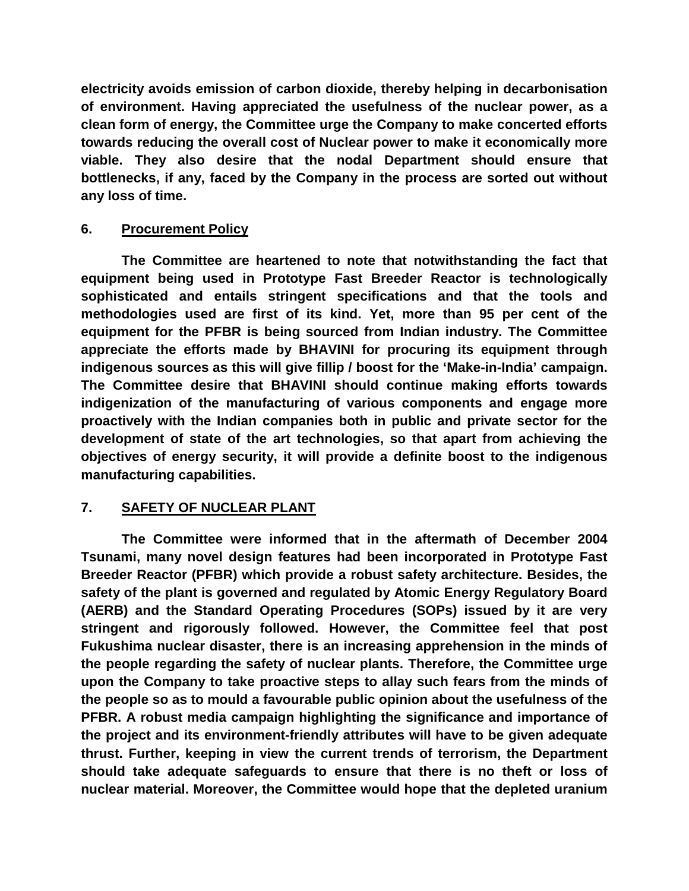**electricity avoids emission of carbon dioxide, thereby helping in decarbonisation of environment. Having appreciated the usefulness of the nuclear power, as a clean form of energy, the Committee urge the Company to make concerted efforts towards reducing the overall cost of Nuclear power to make it economically more viable. They also desire that the nodal Department should ensure that bottlenecks, if any, faced by the Company in the process are sorted out without any loss of time.**

**6. Procurement Policy**

**The Committee are heartened to note that notwithstanding the fact that equipment being used in Prototype Fast Breeder Reactor is technologically sophisticated and entails stringent specifications and that the tools and methodologies used are first of its kind. Yet, more than 95 per cent of the equipment for the PFBR is being sourced from Indian industry. The Committee appreciate the efforts made by BHAVINI for procuring its equipment through indigenous sources as this will give fillip / boost for the 'Make-in-India' campaign. The Committee desire that BHAVINI should continue making efforts towards indigenization of the manufacturing of various components and engage more proactively with the Indian companies both in public and private sector for the development of state of the art technologies, so that apart from achieving the objectives of energy security, it will provide a definite boost to the indigenous manufacturing capabilities.**

**7. SAFETY OF NUCLEAR PLANT**

**The Committee were informed that in the aftermath of December 2004 Tsunami, many novel design features had been incorporated in Prototype Fast Breeder Reactor (PFBR) which provide a robust safety architecture. Besides, the safety of the plant is governed and regulated by Atomic Energy Regulatory Board (AERB) and the Standard Operating Procedures (SOPs) issued by it are very stringent and rigorously followed. However, the Committee feel that post Fukushima nuclear disaster, there is an increasing apprehension in the minds of the people regarding the safety of nuclear plants. Therefore, the Committee urge upon the Company to take proactive steps to allay such fears from the minds of the people so as to mould a favourable public opinion about the usefulness of the PFBR. A robust media campaign highlighting the significance and importance of the project and its environment-friendly attributes will have to be given adequate thrust. Further, keeping in view the current trends of terrorism, the Department should take adequate safeguards to ensure that there is no theft or loss of nuclear material. Moreover, the Committee would hope that the depleted uranium**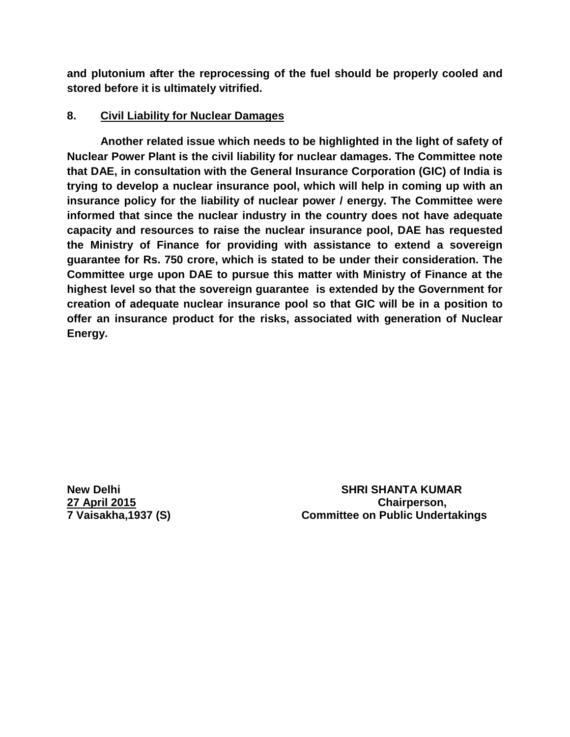**and plutonium after the reprocessing of the fuel should be properly cooled and stored before it is ultimately vitrified.**

## 8. Civil Liability for Nuclear Damages

**Another related issue which needs to be highlighted in the light of safety of Nuclear Power Plant is the civil liability for nuclear damages. The Committee note that DAE, in consultation with the General Insurance Corporation (GIC) of India is trying to develop a nuclear insurance pool, which will help in coming up with an insurance policy for the liability of nuclear power / energy. The Committee were informed that since the nuclear industry in the country does not have adequate capacity and resources to raise the nuclear insurance pool, DAE has requested the Ministry of Finance for providing with assistance to extend a sovereign guarantee for Rs. 750 crore, which is stated to be under their consideration. The Committee urge upon DAE to pursue this matter with Ministry of Finance at the highest level so that the sovereign guarantee is extended by the Government for creation of adequate nuclear insurance pool so that GIC will be in a position to offer an insurance product for the risks, associated with generation of Nuclear Energy.**

**New Delhi**
**27 April 2015**
**7 Vaisakha,1937 (S)**

**SHRI SHANTA KUMAR**
**Chairperson,**
**Committee on Public Undertakings**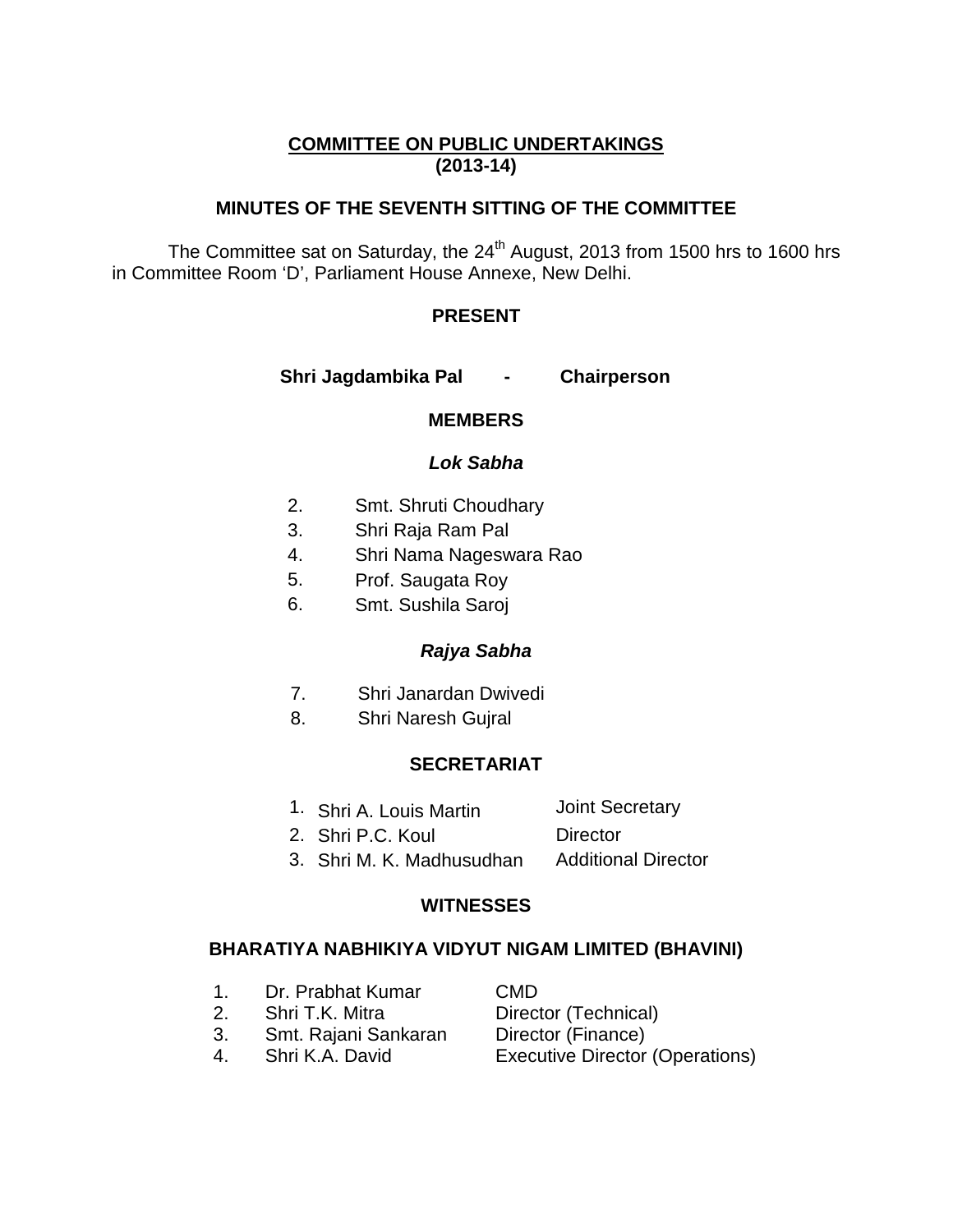**COMMITTEE ON PUBLIC UNDERTAKINGS**
**(2013-14)**

**MINUTES OF THE SEVENTH SITTING OF THE COMMITTEE**

The Committee sat on Saturday, the 24th August, 2013 from 1500 hrs to 1600 hrs in Committee Room 'D', Parliament House Annexe, New Delhi.

**PRESENT**

**Shri Jagdambika Pal - Chairperson**

**MEMBERS**

***Lok Sabha***

2. Smt. Shruti Choudhary
3. Shri Raja Ram Pal
4. Shri Nama Nageswara Rao
5. Prof. Saugata Roy
6. Smt. Sushila Saroj

***Rajya Sabha***

7. Shri Janardan Dwivedi
8. Shri Naresh Gujral

**SECRETARIAT**

| | | |
|---|---|---|
| 1. | Shri A. Louis Martin | Joint Secretary |
| 2. | Shri P.C. Koul | Director |
| 3. | Shri M. K. Madhusudhan | Additional Director |

**WITNESSES**

**BHARATIYA NABHIKIYA VIDYUT NIGAM LIMITED (BHAVINI)**

| | | |
|---|---|---|
| 1. | Dr. Prabhat Kumar | CMD |
| 2. | Shri T.K. Mitra | Director (Technical) |
| 3. | Smt. Rajani Sankaran | Director (Finance) |
| 4. | Shri K.A. David | Executive Director (Operations) |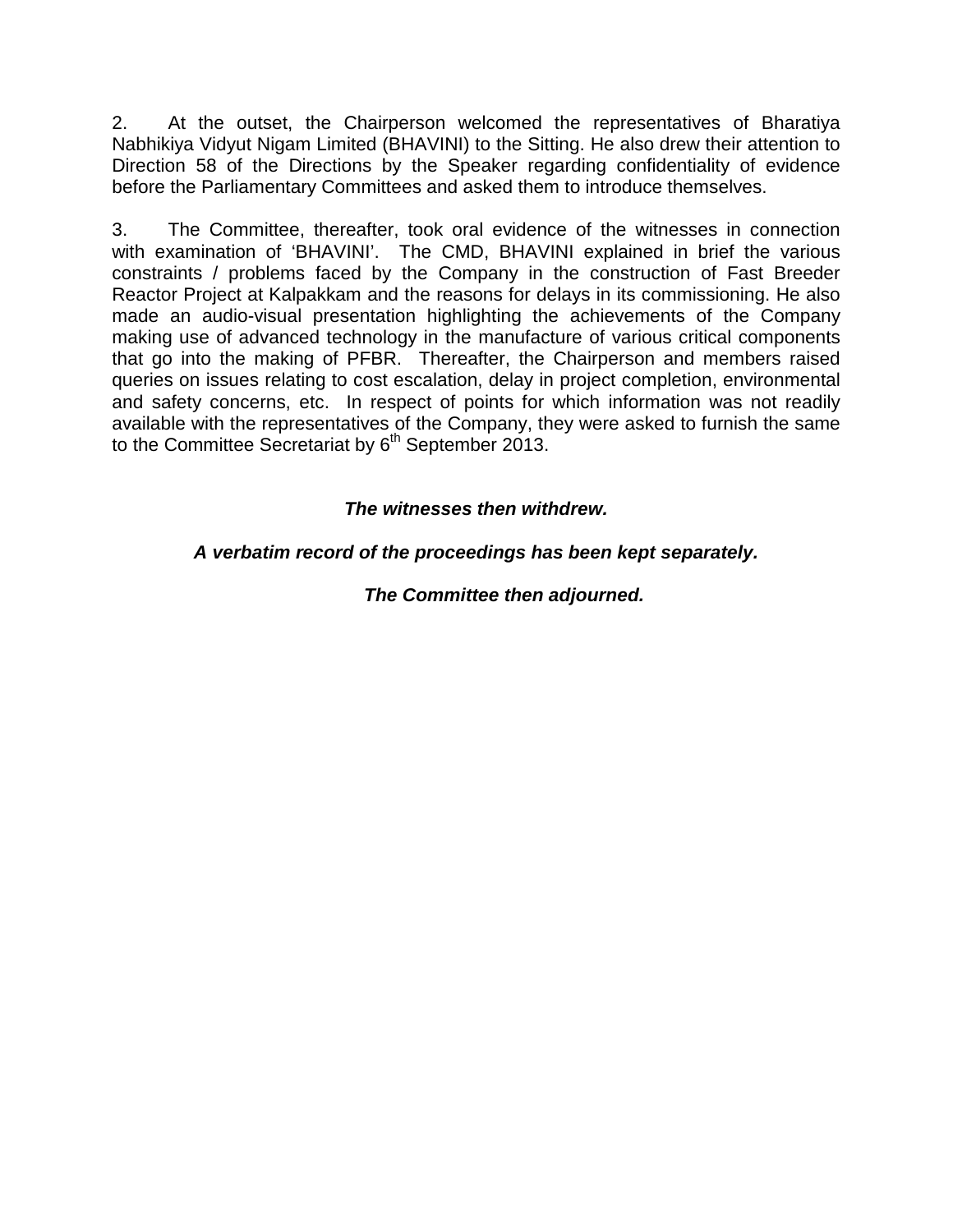2. At the outset, the Chairperson welcomed the representatives of Bharatiya Nabhikiya Vidyut Nigam Limited (BHAVINI) to the Sitting. He also drew their attention to Direction 58 of the Directions by the Speaker regarding confidentiality of evidence before the Parliamentary Committees and asked them to introduce themselves.

3. The Committee, thereafter, took oral evidence of the witnesses in connection with examination of 'BHAVINI'. The CMD, BHAVINI explained in brief the various constraints / problems faced by the Company in the construction of Fast Breeder Reactor Project at Kalpakkam and the reasons for delays in its commissioning. He also made an audio-visual presentation highlighting the achievements of the Company making use of advanced technology in the manufacture of various critical components that go into the making of PFBR. Thereafter, the Chairperson and members raised queries on issues relating to cost escalation, delay in project completion, environmental and safety concerns, etc. In respect of points for which information was not readily available with the representatives of the Company, they were asked to furnish the same to the Committee Secretariat by 6th September 2013.

***The witnesses then withdrew.***

***A verbatim record of the proceedings has been kept separately.***

***The Committee then adjourned.***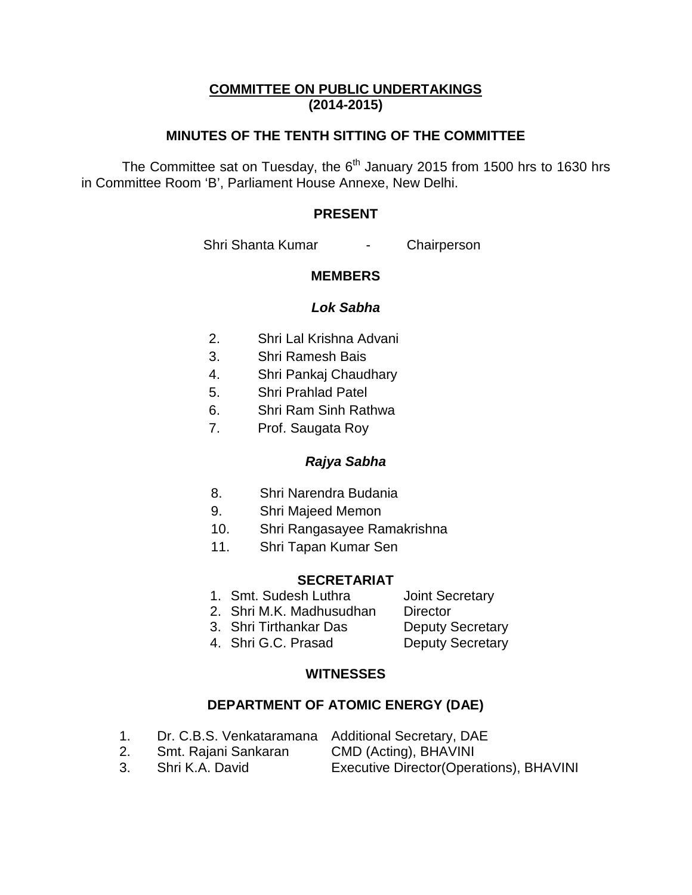**COMMITTEE ON PUBLIC UNDERTAKINGS**
**(2014-2015)**

**MINUTES OF THE TENTH SITTING OF THE COMMITTEE**

The Committee sat on Tuesday, the 6th January 2015 from 1500 hrs to 1630 hrs in Committee Room 'B', Parliament House Annexe, New Delhi.

**PRESENT**

Shri Shanta Kumar - Chairperson

**MEMBERS**

***Lok Sabha***

2. Shri Lal Krishna Advani
3. Shri Ramesh Bais
4. Shri Pankaj Chaudhary
5. Shri Prahlad Patel
6. Shri Ram Sinh Rathwa
7. Prof. Saugata Roy

***Rajya Sabha***

8. Shri Narendra Budania
9. Shri Majeed Memon
10. Shri Rangasayee Ramakrishna
11. Shri Tapan Kumar Sen

**SECRETARIAT**

1. Smt. Sudesh Luthra — Joint Secretary
2. Shri M.K. Madhusudhan — Director
3. Shri Tirthankar Das — Deputy Secretary
4. Shri G.C. Prasad — Deputy Secretary

**WITNESSES**

**DEPARTMENT OF ATOMIC ENERGY (DAE)**

1. Dr. C.B.S. Venkataramana — Additional Secretary, DAE
2. Smt. Rajani Sankaran — CMD (Acting), BHAVINI
3. Shri K.A. David — Executive Director(Operations), BHAVINI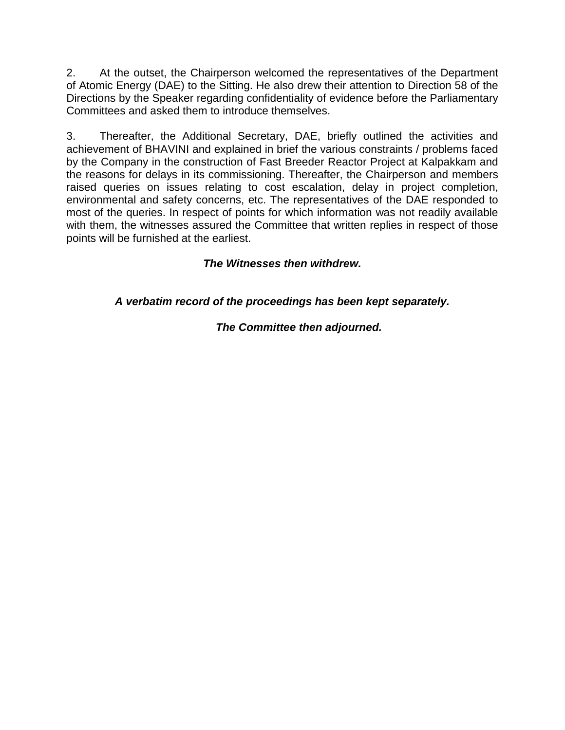2. At the outset, the Chairperson welcomed the representatives of the Department of Atomic Energy (DAE) to the Sitting. He also drew their attention to Direction 58 of the Directions by the Speaker regarding confidentiality of evidence before the Parliamentary Committees and asked them to introduce themselves.

3. Thereafter, the Additional Secretary, DAE, briefly outlined the activities and achievement of BHAVINI and explained in brief the various constraints / problems faced by the Company in the construction of Fast Breeder Reactor Project at Kalpakkam and the reasons for delays in its commissioning. Thereafter, the Chairperson and members raised queries on issues relating to cost escalation, delay in project completion, environmental and safety concerns, etc. The representatives of the DAE responded to most of the queries. In respect of points for which information was not readily available with them, the witnesses assured the Committee that written replies in respect of those points will be furnished at the earliest.

***The Witnesses then withdrew.***

***A verbatim record of the proceedings has been kept separately.***

***The Committee then adjourned.***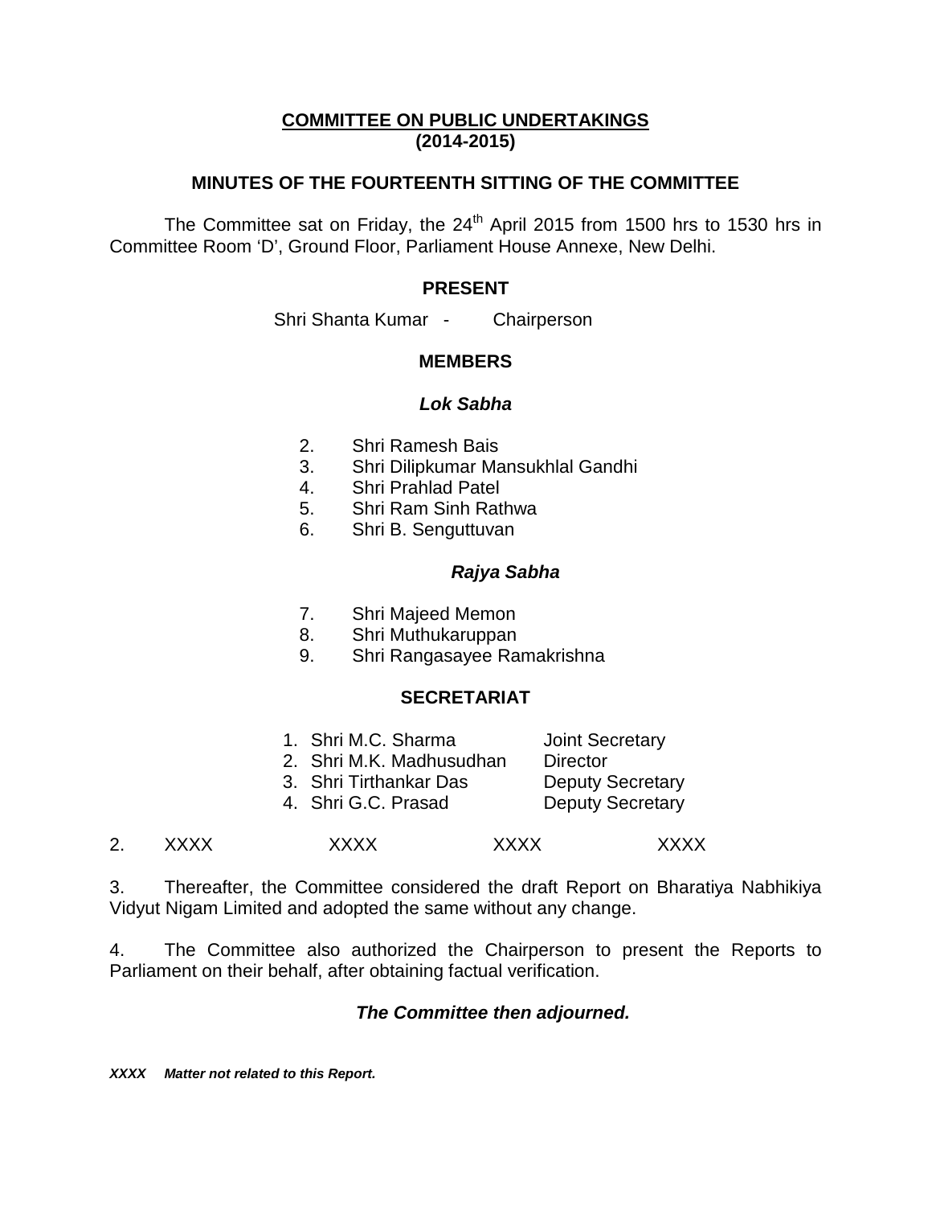**COMMITTEE ON PUBLIC UNDERTAKINGS**
**(2014-2015)**

**MINUTES OF THE FOURTEENTH SITTING OF THE COMMITTEE**

The Committee sat on Friday, the 24th April 2015 from 1500 hrs to 1530 hrs in Committee Room 'D', Ground Floor, Parliament House Annexe, New Delhi.

**PRESENT**

Shri Shanta Kumar - Chairperson

**MEMBERS**

***Lok Sabha***

2. Shri Ramesh Bais
3. Shri Dilipkumar Mansukhlal Gandhi
4. Shri Prahlad Patel
5. Shri Ram Sinh Rathwa
6. Shri B. Senguttuvan

***Rajya Sabha***

7. Shri Majeed Memon
8. Shri Muthukaruppan
9. Shri Rangasayee Ramakrishna

**SECRETARIAT**

| | | |
|---|---|---|
| 1. | Shri M.C. Sharma | Joint Secretary |
| 2. | Shri M.K. Madhusudhan | Director |
| 3. | Shri Tirthankar Das | Deputy Secretary |
| 4. | Shri G.C. Prasad | Deputy Secretary |

2. XXXX XXXX XXXX XXXX

3. Thereafter, the Committee considered the draft Report on Bharatiya Nabhikiya Vidyut Nigam Limited and adopted the same without any change.

4. The Committee also authorized the Chairperson to present the Reports to Parliament on their behalf, after obtaining factual verification.

***The Committee then adjourned.***

***XXXX Matter not related to this Report.***